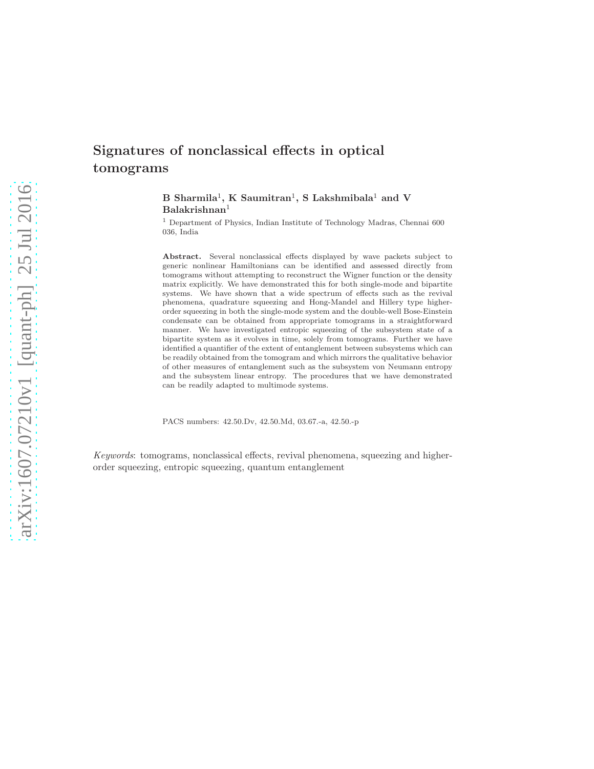# Signatures of nonclassical effects in optical tomograms

**B Sharmila[1], K Saumitran[1], S Lakshmibala[1] and V Balakrishnan[1]**

[1] Department of Physics, Indian Institute of Technology Madras, Chennai 600 036, India

**Abstract.** Several nonclassical effects displayed by wave packets subject to generic nonlinear Hamiltonians can be identified and assessed directly from tomograms without attempting to reconstruct the Wigner function or the density matrix explicitly. We have demonstrated this for both single-mode and bipartite systems. We have shown that a wide spectrum of effects such as the revival phenomena, quadrature squeezing and Hong-Mandel and Hillery type higher-order squeezing in both the single-mode system and the double-well Bose-Einstein condensate can be obtained from appropriate tomograms in a straightforward manner. We have investigated entropic squeezing of the subsystem state of a bipartite system as it evolves in time, solely from tomograms. Further we have identified a quantifier of the extent of entanglement between subsystems which can be readily obtained from the tomogram and which mirrors the qualitative behavior of other measures of entanglement such as the subsystem von Neumann entropy and the subsystem linear entropy. The procedures that we have demonstrated can be readily adapted to multimode systems.

PACS numbers: 42.50.Dv, 42.50.Md, 03.67.-a, 42.50.-p

*Keywords*: tomograms, nonclassical effects, revival phenomena, squeezing and higher-order squeezing, entropic squeezing, quantum entanglement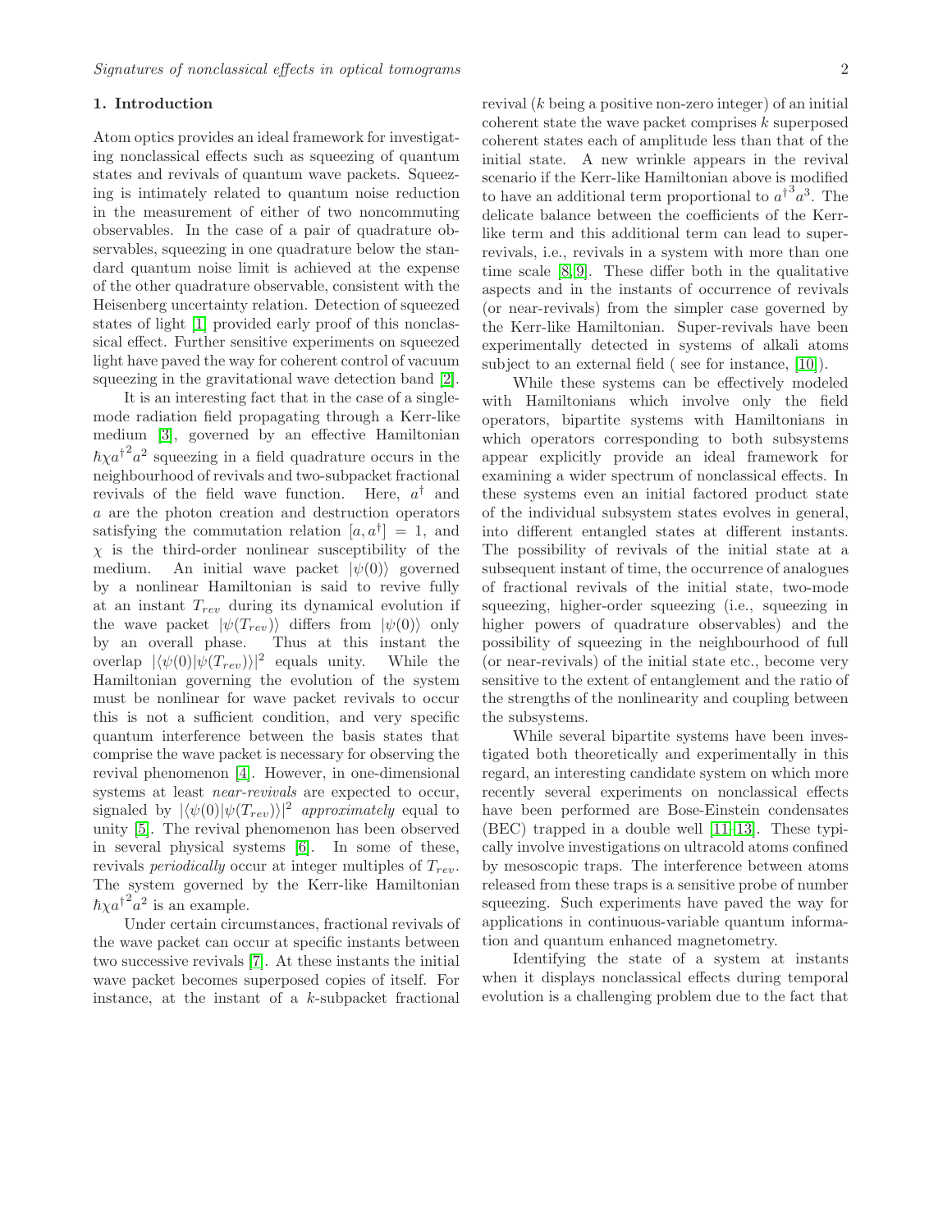## 1. Introduction

Atom optics provides an ideal framework for investigating nonclassical effects such as squeezing of quantum states and revivals of quantum wave packets. Squeezing is intimately related to quantum noise reduction in the measurement of either of two noncommuting observables. In the case of a pair of quadrature observables, squeezing in one quadrature below the standard quantum noise limit is achieved at the expense of the other quadrature observable, consistent with the Heisenberg uncertainty relation. Detection of squeezed states of light [1] provided early proof of this nonclassical effect. Further sensitive experiments on squeezed light have paved the way for coherent control of vacuum squeezing in the gravitational wave detection band [2].

It is an interesting fact that in the case of a single-mode radiation field propagating through a Kerr-like medium [3], governed by an effective Hamiltonian $\hbar\chi {a^{\dagger}}^2 a^2$ squeezing in a field quadrature occurs in the neighbourhood of revivals and two-subpacket fractional revivals of the field wave function. Here, $a^{\dagger}$ and $a$ are the photon creation and destruction operators satisfying the commutation relation $[a, a^{\dagger}] = 1$, and $\chi$ is the third-order nonlinear susceptibility of the medium. An initial wave packet $|\psi(0)\rangle$ governed by a nonlinear Hamiltonian is said to revive fully at an instant $T_{rev}$ during its dynamical evolution if the wave packet $|\psi(T_{rev})\rangle$ differs from $|\psi(0)\rangle$ only by an overall phase. Thus at this instant the overlap $|\langle\psi(0)|\psi(T_{rev})\rangle|^2$ equals unity. While the Hamiltonian governing the evolution of the system must be nonlinear for wave packet revivals to occur this is not a sufficient condition, and very specific quantum interference between the basis states that comprise the wave packet is necessary for observing the revival phenomenon [4]. However, in one-dimensional systems at least *near-revivals* are expected to occur, signaled by $|\langle\psi(0)|\psi(T_{rev})\rangle|^2$ *approximately* equal to unity [5]. The revival phenomenon has been observed in several physical systems [6]. In some of these, revivals *periodically* occur at integer multiples of $T_{rev}$. The system governed by the Kerr-like Hamiltonian $\hbar\chi {a^{\dagger}}^2 a^2$ is an example.

Under certain circumstances, fractional revivals of the wave packet can occur at specific instants between two successive revivals [7]. At these instants the initial wave packet becomes superposed copies of itself. For instance, at the instant of a $k$-subpacket fractional revival ($k$ being a positive non-zero integer) of an initial coherent state the wave packet comprises $k$ superposed coherent states each of amplitude less than that of the initial state. A new wrinkle appears in the revival scenario if the Kerr-like Hamiltonian above is modified to have an additional term proportional to ${a^{\dagger}}^3 a^3$. The delicate balance between the coefficients of the Kerr-like term and this additional term can lead to super-revivals, i.e., revivals in a system with more than one time scale [8, 9]. These differ both in the qualitative aspects and in the instants of occurrence of revivals (or near-revivals) from the simpler case governed by the Kerr-like Hamiltonian. Super-revivals have been experimentally detected in systems of alkali atoms subject to an external field ( see for instance, [10]).

While these systems can be effectively modeled with Hamiltonians which involve only the field operators, bipartite systems with Hamiltonians in which operators corresponding to both subsystems appear explicitly provide an ideal framework for examining a wider spectrum of nonclassical effects. In these systems even an initial factored product state of the individual subsystem states evolves in general, into different entangled states at different instants. The possibility of revivals of the initial state at a subsequent instant of time, the occurrence of analogues of fractional revivals of the initial state, two-mode squeezing, higher-order squeezing (i.e., squeezing in higher powers of quadrature observables) and the possibility of squeezing in the neighbourhood of full (or near-revivals) of the initial state etc., become very sensitive to the extent of entanglement and the ratio of the strengths of the nonlinearity and coupling between the subsystems.

While several bipartite systems have been investigated both theoretically and experimentally in this regard, an interesting candidate system on which more recently several experiments on nonclassical effects have been performed are Bose-Einstein condensates (BEC) trapped in a double well [11–13]. These typically involve investigations on ultracold atoms confined by mesoscopic traps. The interference between atoms released from these traps is a sensitive probe of number squeezing. Such experiments have paved the way for applications in continuous-variable quantum information and quantum enhanced magnetometry.

Identifying the state of a system at instants when it displays nonclassical effects during temporal evolution is a challenging problem due to the fact that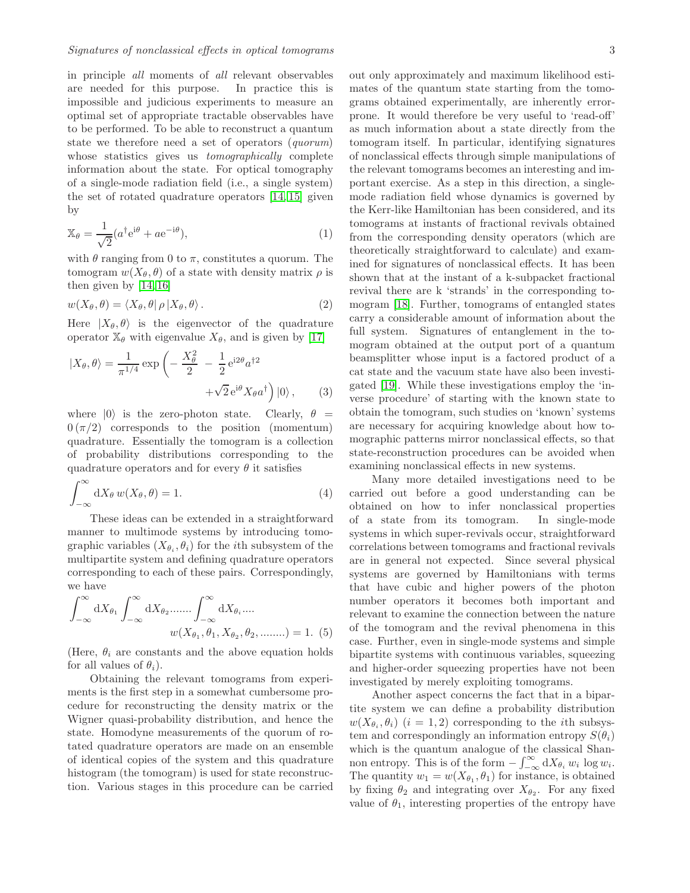in principle *all* moments of *all* relevant observables are needed for this purpose. In practice this is impossible and judicious experiments to measure an optimal set of appropriate tractable observables have to be performed. To be able to reconstruct a quantum state we therefore need a set of operators (*quorum*) whose statistics gives us *tomographically* complete information about the state. For optical tomography of a single-mode radiation field (i.e., a single system) the set of rotated quadrature operators [14, 15] given by

$$\mathbb{X}_\theta = \frac{1}{\sqrt{2}}(a^\dagger \mathrm{e}^{\mathrm{i}\theta} + a\mathrm{e}^{-\mathrm{i}\theta}), \tag{1}$$

with $\theta$ ranging from 0 to $\pi$, constitutes a quorum. The tomogram $w(X_\theta, \theta)$ of a state with density matrix $\rho$ is then given by [14, 16]

$$w(X_\theta, \theta) = \langle X_\theta, \theta | \, \rho \, | X_\theta, \theta \rangle \, . \tag{2}$$

Here $|X_\theta, \theta\rangle$ is the eigenvector of the quadrature operator $\mathbb{X}_\theta$ with eigenvalue $X_\theta$, and is given by [17]

$$|X_\theta, \theta\rangle = \frac{1}{\pi^{1/4}} \exp\left( - \frac{X_\theta^2}{2} \; - \; \frac{1}{2} \, \mathrm{e}^{\mathrm{i}2\theta} a^{\dagger 2} + \sqrt{2} \, \mathrm{e}^{\mathrm{i}\theta} X_\theta a^\dagger \right) |0\rangle \, , \tag{3}$$

where $|0\rangle$ is the zero-photon state. Clearly, $\theta = 0\,(\pi/2)$ corresponds to the position (momentum) quadrature. Essentially the tomogram is a collection of probability distributions corresponding to the quadrature operators and for every $\theta$ it satisfies

$$\int_{-\infty}^{\infty} \mathrm{d}X_\theta \, w(X_\theta, \theta) = 1. \tag{4}$$

These ideas can be extended in a straightforward manner to multimode systems by introducing tomographic variables $(X_{\theta_i}, \theta_i)$ for the $i$th subsystem of the multipartite system and defining quadrature operators corresponding to each of these pairs. Correspondingly, we have

$$\int_{-\infty}^{\infty} \mathrm{d}X_{\theta_1} \int_{-\infty}^{\infty} \mathrm{d}X_{\theta_2} ....... \int_{-\infty}^{\infty} \mathrm{d}X_{\theta_i} .... \; w(X_{\theta_1}, \theta_1, X_{\theta_2}, \theta_2, ........) = 1. \tag{5}$$

(Here, $\theta_i$ are constants and the above equation holds for all values of $\theta_i$).

Obtaining the relevant tomograms from experiments is the first step in a somewhat cumbersome procedure for reconstructing the density matrix or the Wigner quasi-probability distribution, and hence the state. Homodyne measurements of the quorum of rotated quadrature operators are made on an ensemble of identical copies of the system and this quadrature histogram (the tomogram) is used for state reconstruction. Various stages in this procedure can be carried out only approximately and maximum likelihood estimates of the quantum state starting from the tomograms obtained experimentally, are inherently error-prone. It would therefore be very useful to 'read-off' as much information about a state directly from the tomogram itself. In particular, identifying signatures of nonclassical effects through simple manipulations of the relevant tomograms becomes an interesting and important exercise. As a step in this direction, a single-mode radiation field whose dynamics is governed by the Kerr-like Hamiltonian has been considered, and its tomograms at instants of fractional revivals obtained from the corresponding density operators (which are theoretically straightforward to calculate) and examined for signatures of nonclassical effects. It has been shown that at the instant of a k-subpacket fractional revival there are k 'strands' in the corresponding tomogram [18]. Further, tomograms of entangled states carry a considerable amount of information about the full system. Signatures of entanglement in the tomogram obtained at the output port of a quantum beamsplitter whose input is a factored product of a cat state and the vacuum state have also been investigated [19]. While these investigations employ the 'inverse procedure' of starting with the known state to obtain the tomogram, such studies on 'known' systems are necessary for acquiring knowledge about how tomographic patterns mirror nonclassical effects, so that state-reconstruction procedures can be avoided when examining nonclassical effects in new systems.

Many more detailed investigations need to be carried out before a good understanding can be obtained on how to infer nonclassical properties of a state from its tomogram. In single-mode systems in which super-revivals occur, straightforward correlations between tomograms and fractional revivals are in general not expected. Since several physical systems are governed by Hamiltonians with terms that have cubic and higher powers of the photon number operators it becomes both important and relevant to examine the connection between the nature of the tomogram and the revival phenomena in this case. Further, even in single-mode systems and simple bipartite systems with continuous variables, squeezing and higher-order squeezing properties have not been investigated by merely exploiting tomograms.

Another aspect concerns the fact that in a bipartite system we can define a probability distribution $w(X_{\theta_i}, \theta_i)$ $(i = 1, 2)$ corresponding to the $i$th subsystem and correspondingly an information entropy $S(\theta_i)$ which is the quantum analogue of the classical Shannon entropy. This is of the form $-\int_{-\infty}^{\infty} \mathrm{d}X_{\theta_i} \, w_i \, \log w_i$. The quantity $w_1 = w(X_{\theta_1}, \theta_1)$ for instance, is obtained by fixing $\theta_2$ and integrating over $X_{\theta_2}$. For any fixed value of $\theta_1$, interesting properties of the entropy have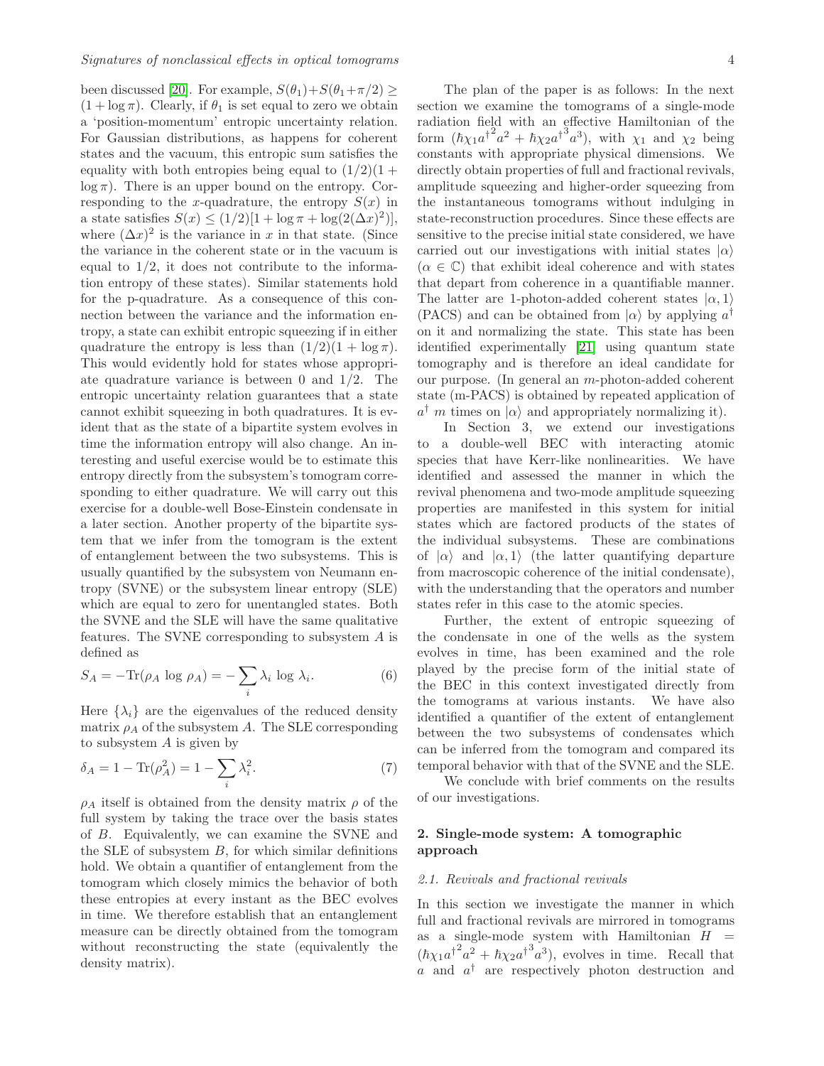been discussed [20]. For example, $S(\theta_1)+S(\theta_1+\pi/2) \geq (1+\log\pi)$. Clearly, if $\theta_1$ is set equal to zero we obtain a 'position-momentum' entropic uncertainty relation. For Gaussian distributions, as happens for coherent states and the vacuum, this entropic sum satisfies the equality with both entropies being equal to $(1/2)(1+\log\pi)$. There is an upper bound on the entropy. Corresponding to the $x$-quadrature, the entropy $S(x)$ in a state satisfies $S(x) \leq (1/2)[1+\log\pi+\log(2(\Delta x)^2)]$, where $(\Delta x)^2$ is the variance in $x$ in that state. (Since the variance in the coherent state or in the vacuum is equal to $1/2$, it does not contribute to the information entropy of these states). Similar statements hold for the p-quadrature. As a consequence of this connection between the variance and the information entropy, a state can exhibit entropic squeezing if in either quadrature the entropy is less than $(1/2)(1+\log\pi)$. This would evidently hold for states whose appropriate quadrature variance is between 0 and $1/2$. The entropic uncertainty relation guarantees that a state cannot exhibit squeezing in both quadratures. It is evident that as the state of a bipartite system evolves in time the information entropy will also change. An interesting and useful exercise would be to estimate this entropy directly from the subsystem's tomogram corresponding to either quadrature. We will carry out this exercise for a double-well Bose-Einstein condensate in a later section. Another property of the bipartite system that we infer from the tomogram is the extent of entanglement between the two subsystems. This is usually quantified by the subsystem von Neumann entropy (SVNE) or the subsystem linear entropy (SLE) which are equal to zero for unentangled states. Both the SVNE and the SLE will have the same qualitative features. The SVNE corresponding to subsystem $A$ is defined as

$$S_A = -\mathrm{Tr}(\rho_A \,\log\, \rho_A) = -\sum_i \lambda_i \,\log\, \lambda_i. \tag{6}$$

Here $\{\lambda_i\}$ are the eigenvalues of the reduced density matrix $\rho_A$ of the subsystem $A$. The SLE corresponding to subsystem $A$ is given by

$$\delta_A = 1 - \mathrm{Tr}(\rho_A^2) = 1 - \sum_i \lambda_i^2. \tag{7}$$

$\rho_A$ itself is obtained from the density matrix $\rho$ of the full system by taking the trace over the basis states of $B$. Equivalently, we can examine the SVNE and the SLE of subsystem $B$, for which similar definitions hold. We obtain a quantifier of entanglement from the tomogram which closely mimics the behavior of both these entropies at every instant as the BEC evolves in time. We therefore establish that an entanglement measure can be directly obtained from the tomogram without reconstructing the state (equivalently the density matrix).

The plan of the paper is as follows: In the next section we examine the tomograms of a single-mode radiation field with an effective Hamiltonian of the form $(\hbar\chi_1 {a^\dagger}^2 a^2 + \hbar\chi_2 {a^\dagger}^3 a^3)$, with $\chi_1$ and $\chi_2$ being constants with appropriate physical dimensions. We directly obtain properties of full and fractional revivals, amplitude squeezing and higher-order squeezing from the instantaneous tomograms without indulging in state-reconstruction procedures. Since these effects are sensitive to the precise initial state considered, we have carried out our investigations with initial states $|\alpha\rangle$ ($\alpha \in \mathbb{C}$) that exhibit ideal coherence and with states that depart from coherence in a quantifiable manner. The latter are 1-photon-added coherent states $|\alpha, 1\rangle$ (PACS) and can be obtained from $|\alpha\rangle$ by applying $a^\dagger$ on it and normalizing the state. This state has been identified experimentally [21] using quantum state tomography and is therefore an ideal candidate for our purpose. (In general an $m$-photon-added coherent state (m-PACS) is obtained by repeated application of $a^\dagger$ $m$ times on $|\alpha\rangle$ and appropriately normalizing it).

In Section 3, we extend our investigations to a double-well BEC with interacting atomic species that have Kerr-like nonlinearities. We have identified and assessed the manner in which the revival phenomena and two-mode amplitude squeezing properties are manifested in this system for initial states which are factored products of the states of the individual subsystems. These are combinations of $|\alpha\rangle$ and $|\alpha, 1\rangle$ (the latter quantifying departure from macroscopic coherence of the initial condensate), with the understanding that the operators and number states refer in this case to the atomic species.

Further, the extent of entropic squeezing of the condensate in one of the wells as the system evolves in time, has been examined and the role played by the precise form of the initial state of the BEC in this context investigated directly from the tomograms at various instants. We have also identified a quantifier of the extent of entanglement between the two subsystems of condensates which can be inferred from the tomogram and compared its temporal behavior with that of the SVNE and the SLE.

We conclude with brief comments on the results of our investigations.

## 2. Single-mode system: A tomographic approach

### 2.1. Revivals and fractional revivals

In this section we investigate the manner in which full and fractional revivals are mirrored in tomograms as a single-mode system with Hamiltonian $H = (\hbar\chi_1 {a^\dagger}^2 a^2 + \hbar\chi_2 {a^\dagger}^3 a^3)$, evolves in time. Recall that $a$ and $a^\dagger$ are respectively photon destruction and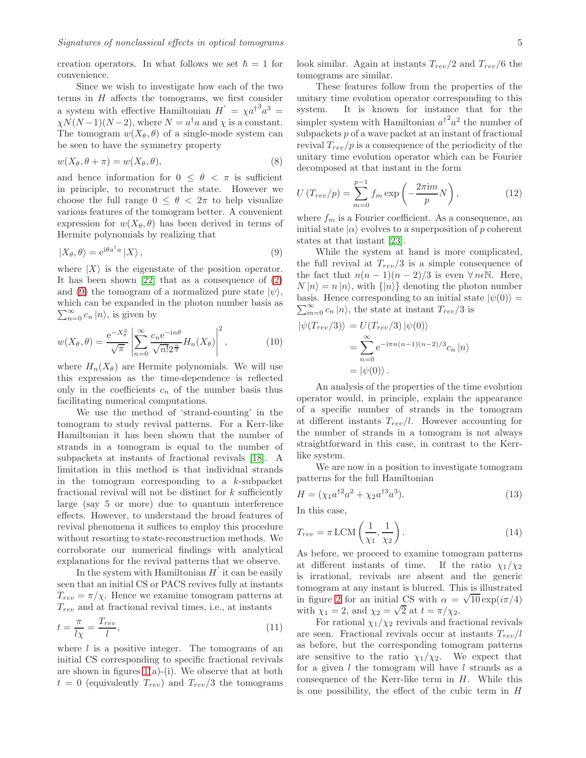creation operators. In what follows we set $\hbar = 1$ for convenience.

Since we wish to investigate how each of the two terms in $H$ affects the tomograms, we first consider a system with effective Hamiltonian $H' = \chi a^{\dagger 3} a^3 = \chi N(N-1)(N-2)$, where $N = a^\dagger a$ and $\chi$ is a constant. The tomogram $w(X_\theta, \theta)$ of a single-mode system can be seen to have the symmetry property

$$w(X_\theta, \theta + \pi) = w(X_\theta, \theta), \tag{8}$$

and hence information for $0 \leq \theta < \pi$ is sufficient in principle, to reconstruct the state. However we choose the full range $0 \leq \theta < 2\pi$ to help visualize various features of the tomogram better. A convenient expression for $w(X_\theta, \theta)$ has been derived in terms of Hermite polynomials by realizing that

$$|X_\theta, \theta\rangle = \mathrm{e}^{\mathrm{i}\theta a^\dagger a} |X\rangle, \tag{9}$$

where $|X\rangle$ is the eigenstate of the position operator. It has been shown [22] that as a consequence of (2) and (9) the tomogram of a normalized pure state $|\psi\rangle$, which can be expanded in the photon number basis as $\sum_{n=0}^{\infty} c_n |n\rangle$, is given by

$$w(X_\theta, \theta) = \frac{\mathrm{e}^{-X_\theta^2}}{\sqrt{\pi}} \left| \sum_{n=0}^{\infty} \frac{c_n \mathrm{e}^{-\mathrm{i}n\theta}}{\sqrt{n!} 2^{\frac{n}{2}}} H_n(X_\theta) \right|^2, \tag{10}$$

where $H_n(X_\theta)$ are Hermite polynomials. We will use this expression as the time-dependence is reflected only in the coefficients $c_n$ of the number basis thus facilitating numerical computations.

We use the method of 'strand-counting' in the tomogram to study revival patterns. For a Kerr-like Hamiltonian it has been shown that the number of strands in a tomogram is equal to the number of subpackets at instants of fractional revivals [18]. A limitation in this method is that individual strands in the tomogram corresponding to a $k$-subpacket fractional revival will not be distinct for $k$ sufficiently large (say 5 or more) due to quantum interference effects. However, to understand the broad features of revival phenomena it suffices to employ this procedure without resorting to state-reconstruction methods. We corroborate our numerical findings with analytical explanations for the revival patterns that we observe.

In the system with Hamiltonian $H'$ it can be easily seen that an initial CS or PACS revives fully at instants $T_{rev} = \pi/\chi$. Hence we examine tomogram patterns at $T_{rev}$ and at fractional revival times, i.e., at instants

$$t = \frac{\pi}{l\chi} = \frac{T_{rev}}{l}, \tag{11}$$

where $l$ is a positive integer. The tomograms of an initial CS corresponding to specific fractional revivals are shown in figures 1(a)-(i). We observe that at both $t = 0$ (equivalently $T_{rev}$) and $T_{rev}/3$ the tomograms look similar. Again at instants $T_{rev}/2$ and $T_{rev}/6$ the tomograms are similar.

These features follow from the properties of the unitary time evolution operator corresponding to this system. It is known for instance that for the simpler system with Hamiltonian $a^{\dagger 2} a^2$ the number of subpackets $p$ of a wave packet at an instant of fractional revival $T_{rev}/p$ is a consequence of the periodicity of the unitary time evolution operator which can be Fourier decomposed at that instant in the form

$$U\left(T_{rev}/p\right) = \sum_{m=0}^{p-1} f_m \exp\left(-\frac{2\pi \mathrm{i} m}{p} N\right), \tag{12}$$

where $f_m$ is a Fourier coefficient. As a consequence, an initial state $|\alpha\rangle$ evolves to a superposition of $p$ coherent states at that instant [23].

While the system at hand is more complicated, the full revival at $T_{rev}/3$ is a simple consequence of the fact that $n(n-1)(n-2)/3$ is even $\forall\, n \epsilon \mathbb{N}$. Here, $N|n\rangle = n|n\rangle$, with $\{|n\rangle\}$ denoting the photon number basis. Hence corresponding to an initial state $|\psi(0)\rangle = \sum_{m=0}^{\infty} c_n |n\rangle$, the state at instant $T_{rev}/3$ is

$$\begin{aligned}
|\psi(T_{rev}/3)\rangle &= U(T_{rev}/3)\,|\psi(0)\rangle \\
&= \sum_{n=0}^{\infty} \mathrm{e}^{-\mathrm{i}\pi n(n-1)(n-2)/3} c_n |n\rangle \\
&= |\psi(0)\rangle .
\end{aligned}$$

An analysis of the properties of the time evolution operator would, in principle, explain the appearance of a specific number of strands in the tomogram at different instants $T_{rev}/l$. However accounting for the number of strands in a tomogram is not always straightforward in this case, in contrast to the Kerr-like system.

We are now in a position to investigate tomogram patterns for the full Hamiltonian

$$H = (\chi_1 a^{\dagger 2} a^2 + \chi_2 a^{\dagger 3} a^3). \tag{13}$$

In this case,

$$T_{rev} = \pi \,\mathrm{LCM}\left(\frac{1}{\chi_1}, \frac{1}{\chi_2}\right). \tag{14}$$

As before, we proceed to examine tomogram patterns at different instants of time. If the ratio $\chi_1/\chi_2$ is irrational, revivals are absent and the generic tomogram at any instant is blurred. This is illustrated in figure 2 for an initial CS with $\alpha = \sqrt{10}\exp(i\pi/4)$ with $\chi_1 = 2$, and $\chi_2 = \sqrt{2}$ at $t = \pi/\chi_2$.

For rational $\chi_1/\chi_2$ revivals and fractional revivals are seen. Fractional revivals occur at instants $T_{rev}/l$ as before, but the corresponding tomogram patterns are sensitive to the ratio $\chi_1/\chi_2$. We expect that for a given $l$ the tomogram will have $l$ strands as a consequence of the Kerr-like term in $H$. While this is one possibility, the effect of the cubic term in $H$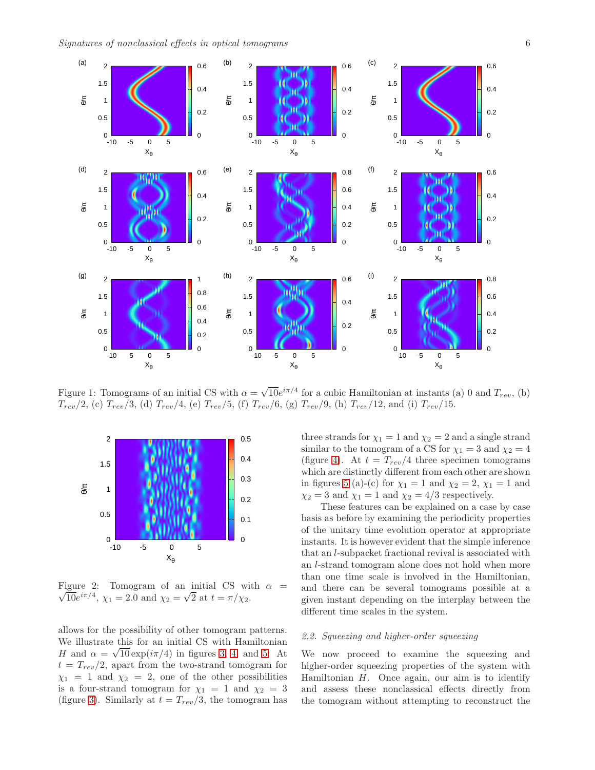Figure 1: Tomograms of an initial CS with $\alpha = \sqrt{10}e^{i\pi/4}$ for a cubic Hamiltonian at instants (a) 0 and $T_{rev}$, (b) $T_{rev}/2$, (c) $T_{rev}/3$, (d) $T_{rev}/4$, (e) $T_{rev}/5$, (f) $T_{rev}/6$, (g) $T_{rev}/9$, (h) $T_{rev}/12$, and (i) $T_{rev}/15$.

Figure 2: Tomogram of an initial CS with $\alpha = \sqrt{10}e^{i\pi/4}$, $\chi_1 = 2.0$ and $\chi_2 = \sqrt{2}$ at $t = \pi/\chi_2$.

allows for the possibility of other tomogram patterns. We illustrate this for an initial CS with Hamiltonian $H$ and $\alpha = \sqrt{10}\exp(i\pi/4)$ in figures 3, 4, and 5. At $t = T_{rev}/2$, apart from the two-strand tomogram for $\chi_1 = 1$ and $\chi_2 = 2$, one of the other possibilities is a four-strand tomogram for $\chi_1 = 1$ and $\chi_2 = 3$ (figure 3). Similarly at $t = T_{rev}/3$, the tomogram has three strands for $\chi_1 = 1$ and $\chi_2 = 2$ and a single strand similar to the tomogram of a CS for $\chi_1 = 3$ and $\chi_2 = 4$ (figure 4). At $t = T_{rev}/4$ three specimen tomograms which are distinctly different from each other are shown in figures 5 (a)-(c) for $\chi_1 = 1$ and $\chi_2 = 2$, $\chi_1 = 1$ and $\chi_2 = 3$ and $\chi_1 = 1$ and $\chi_2 = 4/3$ respectively.

These features can be explained on a case by case basis as before by examining the periodicity properties of the unitary time evolution operator at appropriate instants. It is however evident that the simple inference that an $l$-subpacket fractional revival is associated with an $l$-strand tomogram alone does not hold when more than one time scale is involved in the Hamiltonian, and there can be several tomograms possible at a given instant depending on the interplay between the different time scales in the system.

### 2.2. Squeezing and higher-order squeezing

We now proceed to examine the squeezing and higher-order squeezing properties of the system with Hamiltonian $H$. Once again, our aim is to identify and assess these nonclassical effects directly from the tomogram without attempting to reconstruct the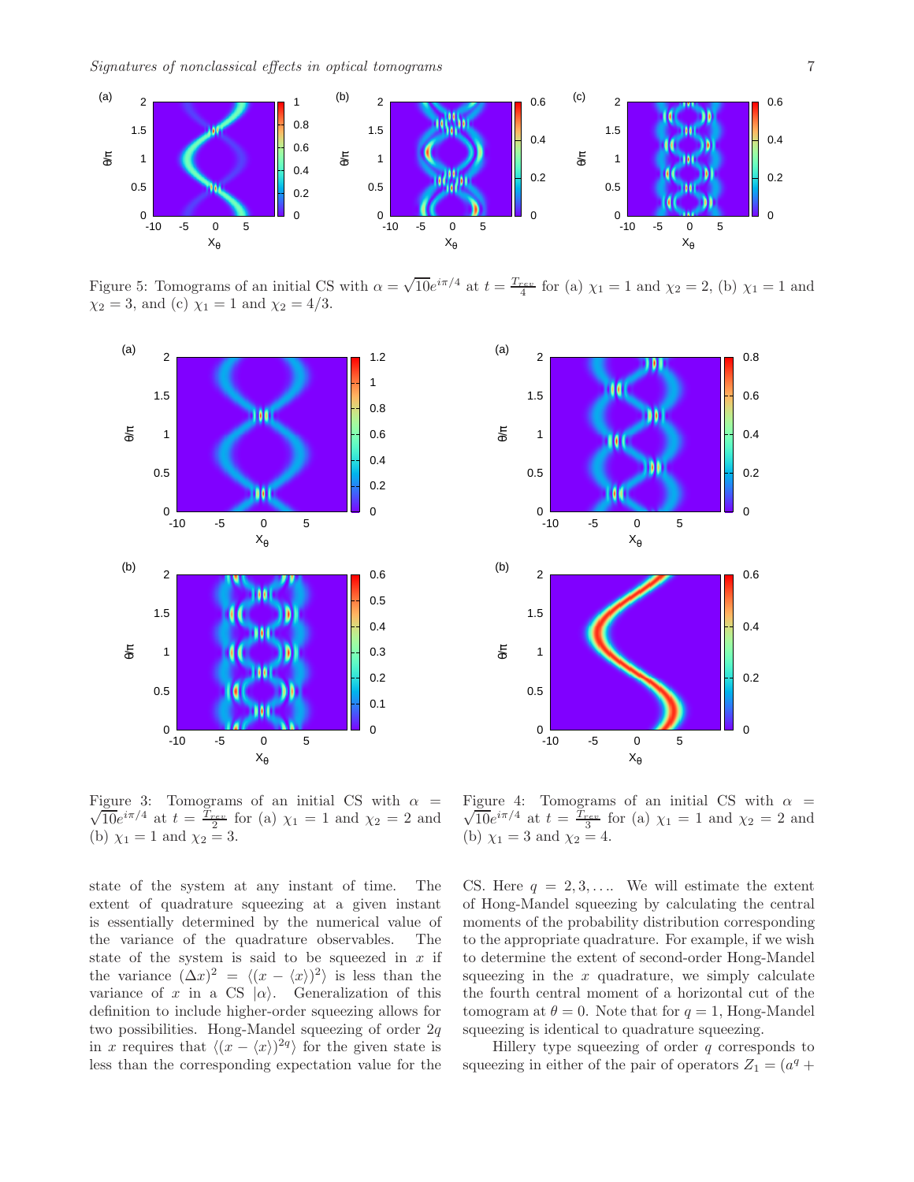Figure 5: Tomograms of an initial CS with $\alpha = \sqrt{10}e^{i\pi/4}$ at $t = \frac{T_{rev}}{4}$ for (a) $\chi_1 = 1$ and $\chi_2 = 2$, (b) $\chi_1 = 1$ and $\chi_2 = 3$, and (c) $\chi_1 = 1$ and $\chi_2 = 4/3$.

Figure 3: Tomograms of an initial CS with $\alpha = \sqrt{10}e^{i\pi/4}$ at $t = \frac{T_{rev}}{2}$ for (a) $\chi_1 = 1$ and $\chi_2 = 2$ and (b) $\chi_1 = 1$ and $\chi_2 = 3$.

Figure 4: Tomograms of an initial CS with $\alpha = \sqrt{10}e^{i\pi/4}$ at $t = \frac{T_{rev}}{3}$ for (a) $\chi_1 = 1$ and $\chi_2 = 2$ and (b) $\chi_1 = 3$ and $\chi_2 = 4$.

state of the system at any instant of time. The extent of quadrature squeezing at a given instant is essentially determined by the numerical value of the variance of the quadrature observables. The state of the system is said to be squeezed in $x$ if the variance $(\Delta x)^2 = \langle (x - \langle x \rangle)^2 \rangle$ is less than the variance of $x$ in a CS $|\alpha\rangle$. Generalization of this definition to include higher-order squeezing allows for two possibilities. Hong-Mandel squeezing of order $2q$ in $x$ requires that $\langle (x - \langle x \rangle)^{2q} \rangle$ for the given state is less than the corresponding expectation value for the CS. Here $q = 2, 3, \ldots$. We will estimate the extent of Hong-Mandel squeezing by calculating the central moments of the probability distribution corresponding to the appropriate quadrature. For example, if we wish to determine the extent of second-order Hong-Mandel squeezing in the $x$ quadrature, we simply calculate the fourth central moment of a horizontal cut of the tomogram at $\theta = 0$. Note that for $q = 1$, Hong-Mandel squeezing is identical to quadrature squeezing.

Hillery type squeezing of order $q$ corresponds to squeezing in either of the pair of operators $Z_1 = (a^q +$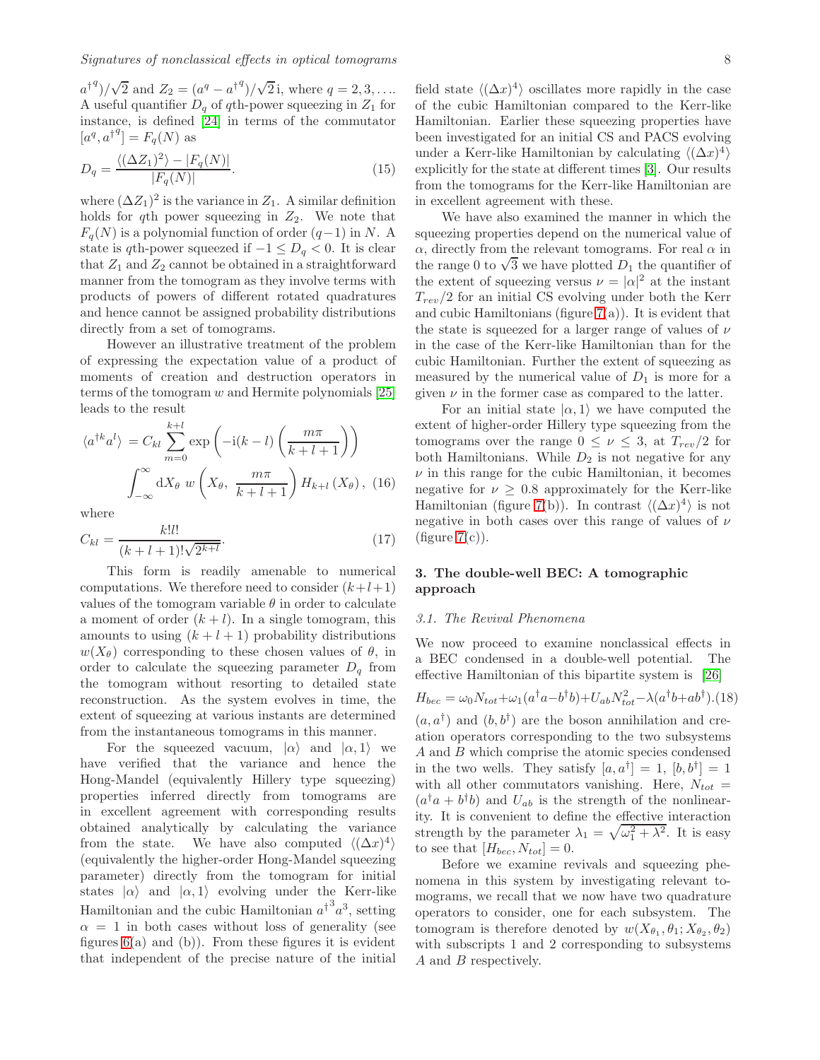$a^{\dagger q})/\sqrt{2}$ and $Z_2 = (a^q - a^{\dagger q})/\sqrt{2}\,\mathrm{i}$, where $q = 2, 3, \ldots$. A useful quantifier $D_q$ of $q$th-power squeezing in $Z_1$ for instance, is defined [24] in terms of the commutator $[a^q, a^{\dagger q}] = F_q(N)$ as

$$D_q = \frac{\langle(\Delta Z_1)^2\rangle - |F_q(N)|}{|F_q(N)|}. \tag{15}$$

where $(\Delta Z_1)^2$ is the variance in $Z_1$. A similar definition holds for $q$th power squeezing in $Z_2$. We note that $F_q(N)$ is a polynomial function of order $(q-1)$ in $N$. A state is $q$th-power squeezed if $-1 \leq D_q < 0$. It is clear that $Z_1$ and $Z_2$ cannot be obtained in a straightforward manner from the tomogram as they involve terms with products of powers of different rotated quadratures and hence cannot be assigned probability distributions directly from a set of tomograms.

However an illustrative treatment of the problem of expressing the expectation value of a product of moments of creation and destruction operators in terms of the tomogram $w$ and Hermite polynomials [25] leads to the result

$$\langle a^{\dagger k} a^l\rangle = C_{kl} \sum_{m=0}^{k+l} \exp\left(-\mathrm{i}(k-l)\left(\frac{m\pi}{k+l+1}\right)\right) \int_{-\infty}^{\infty} \mathrm{d}X_\theta \; w\left(X_\theta,\; \frac{m\pi}{k+l+1}\right) H_{k+l}\left(X_\theta\right), \tag{16}$$

where

$$C_{kl} = \frac{k!l!}{(k+l+1)!\sqrt{2^{k+l}}}. \tag{17}$$

This form is readily amenable to numerical computations. We therefore need to consider $(k+l+1)$ values of the tomogram variable $\theta$ in order to calculate a moment of order $(k+l)$. In a single tomogram, this amounts to using $(k+l+1)$ probability distributions $w(X_\theta)$ corresponding to these chosen values of $\theta$, in order to calculate the squeezing parameter $D_q$ from the tomogram without resorting to detailed state reconstruction. As the system evolves in time, the extent of squeezing at various instants are determined from the instantaneous tomograms in this manner.

For the squeezed vacuum, $|\alpha\rangle$ and $|\alpha, 1\rangle$ we have verified that the variance and hence the Hong-Mandel (equivalently Hillery type squeezing) properties inferred directly from tomograms are in excellent agreement with corresponding results obtained analytically by calculating the variance from the state. We have also computed $\langle(\Delta x)^4\rangle$ (equivalently the higher-order Hong-Mandel squeezing parameter) directly from the tomogram for initial states $|\alpha\rangle$ and $|\alpha, 1\rangle$ evolving under the Kerr-like Hamiltonian and the cubic Hamiltonian $a^{\dagger 3} a^3$, setting $\alpha = 1$ in both cases without loss of generality (see figures 6(a) and (b)). From these figures it is evident that independent of the precise nature of the initial field state $\langle(\Delta x)^4\rangle$ oscillates more rapidly in the case of the cubic Hamiltonian compared to the Kerr-like Hamiltonian. Earlier these squeezing properties have been investigated for an initial CS and PACS evolving under a Kerr-like Hamiltonian by calculating $\langle(\Delta x)^4\rangle$ explicitly for the state at different times [3]. Our results from the tomograms for the Kerr-like Hamiltonian are in excellent agreement with these.

We have also examined the manner in which the squeezing properties depend on the numerical value of $\alpha$, directly from the relevant tomograms. For real $\alpha$ in the range 0 to $\sqrt{3}$ we have plotted $D_1$ the quantifier of the extent of squeezing versus $\nu = |\alpha|^2$ at the instant $T_{rev}/2$ for an initial CS evolving under both the Kerr and cubic Hamiltonians (figure 7(a)). It is evident that the state is squeezed for a larger range of values of $\nu$ in the case of the Kerr-like Hamiltonian than for the cubic Hamiltonian. Further the extent of squeezing as measured by the numerical value of $D_1$ is more for a given $\nu$ in the former case as compared to the latter.

For an initial state $|\alpha, 1\rangle$ we have computed the extent of higher-order Hillery type squeezing from the tomograms over the range $0 \leq \nu \leq 3$, at $T_{rev}/2$ for both Hamiltonians. While $D_2$ is not negative for any $\nu$ in this range for the cubic Hamiltonian, it becomes negative for $\nu \geq 0.8$ approximately for the Kerr-like Hamiltonian (figure 7(b)). In contrast $\langle(\Delta x)^4\rangle$ is not negative in both cases over this range of values of $\nu$ (figure 7(c)).

## 3. The double-well BEC: A tomographic approach

### *3.1. The Revival Phenomena*

We now proceed to examine nonclassical effects in a BEC condensed in a double-well potential. The effective Hamiltonian of this bipartite system is [26]

$$H_{bec} = \omega_0 N_{tot} + \omega_1(a^\dagger a - b^\dagger b) + U_{ab} N_{tot}^2 - \lambda(a^\dagger b + a b^\dagger). \tag{18}$$

$(a, a^\dagger)$ and $(b, b^\dagger)$ are the boson annihilation and creation operators corresponding to the two subsystems $A$ and $B$ which comprise the atomic species condensed in the two wells. They satisfy $[a, a^\dagger] = 1$, $[b, b^\dagger] = 1$ with all other commutators vanishing. Here, $N_{tot} = (a^\dagger a + b^\dagger b)$ and $U_{ab}$ is the strength of the nonlinearity. It is convenient to define the effective interaction strength by the parameter $\lambda_1 = \sqrt{\omega_1^2 + \lambda^2}$. It is easy to see that $[H_{bec}, N_{tot}] = 0$.

Before we examine revivals and squeezing phenomena in this system by investigating relevant tomograms, we recall that we now have two quadrature operators to consider, one for each subsystem. The tomogram is therefore denoted by $w(X_{\theta_1}, \theta_1; X_{\theta_2}, \theta_2)$ with subscripts 1 and 2 corresponding to subsystems $A$ and $B$ respectively.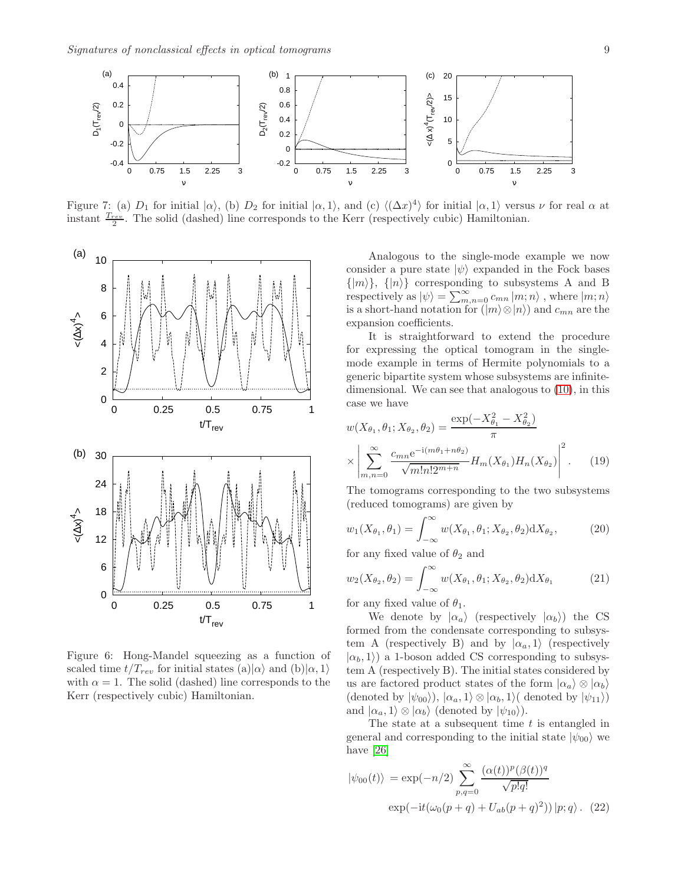Figure 7: (a) $D_1$ for initial $|\alpha\rangle$, (b) $D_2$ for initial $|\alpha, 1\rangle$, and (c) $\langle(\Delta x)^4\rangle$ for initial $|\alpha, 1\rangle$ versus $\nu$ for real $\alpha$ at instant $\frac{T_{rev}}{2}$. The solid (dashed) line corresponds to the Kerr (respectively cubic) Hamiltonian.

Figure 6: Hong-Mandel squeezing as a function of scaled time $t/T_{rev}$ for initial states (a) $|\alpha\rangle$ and (b) $|\alpha, 1\rangle$ with $\alpha = 1$. The solid (dashed) line corresponds to the Kerr (respectively cubic) Hamiltonian.

Analogous to the single-mode example we now consider a pure state $|\psi\rangle$ expanded in the Fock bases $\{|m\rangle\}$, $\{|n\rangle\}$ corresponding to subsystems A and B respectively as $|\psi\rangle = \sum_{m,n=0}^{\infty} c_{mn} |m; n\rangle$ , where $|m; n\rangle$ is a short-hand notation for $(|m\rangle \otimes |n\rangle)$ and $c_{mn}$ are the expansion coefficients.

It is straightforward to extend the procedure for expressing the optical tomogram in the single-mode example in terms of Hermite polynomials to a generic bipartite system whose subsystems are infinite-dimensional. We can see that analogous to (10), in this case we have

$$
w(X_{\theta_1}, \theta_1; X_{\theta_2}, \theta_2) = \frac{\exp(-X_{\theta_1}^2 - X_{\theta_2}^2)}{\pi} \times \left| \sum_{m,n=0}^{\infty} \frac{c_{mn} \mathrm{e}^{-\mathrm{i}(m\theta_1 + n\theta_2)}}{\sqrt{m!n!2^{m+n}}} H_m(X_{\theta_1}) H_n(X_{\theta_2}) \right|^2 . \qquad (19)
$$

The tomograms corresponding to the two subsystems (reduced tomograms) are given by

$$
w_1(X_{\theta_1}, \theta_1) = \int_{-\infty}^{\infty} w(X_{\theta_1}, \theta_1; X_{\theta_2}, \theta_2) \mathrm{d}X_{\theta_2}, \qquad (20)
$$

for any fixed value of $\theta_2$ and

$$
w_2(X_{\theta_2}, \theta_2) = \int_{-\infty}^{\infty} w(X_{\theta_1}, \theta_1; X_{\theta_2}, \theta_2) \mathrm{d}X_{\theta_1} \qquad (21)
$$

for any fixed value of $\theta_1$.

We denote by $|\alpha_a\rangle$ (respectively $|\alpha_b\rangle$) the CS formed from the condensate corresponding to subsystem A (respectively B) and by $|\alpha_a, 1\rangle$ (respectively $|\alpha_b, 1\rangle$) a 1-boson added CS corresponding to subsystem A (respectively B). The initial states considered by us are factored product states of the form $|\alpha_a\rangle \otimes |\alpha_b\rangle$ (denoted by $|\psi_{00}\rangle$), $|\alpha_a, 1\rangle \otimes |\alpha_b, 1\rangle$( denoted by $|\psi_{11}\rangle$) and $|\alpha_a, 1\rangle \otimes |\alpha_b\rangle$ (denoted by $|\psi_{10}\rangle$).

The state at a subsequent time $t$ is entangled in general and corresponding to the initial state $|\psi_{00}\rangle$ we have [26]

$$
|\psi_{00}(t)\rangle = \exp(-n/2) \sum_{p,q=0}^{\infty} \frac{(\alpha(t))^p (\beta(t))^q}{\sqrt{p!q!}} \exp(-\mathrm{i}t(\omega_0(p+q) + U_{ab}(p+q)^2)) \, |p; q\rangle . \qquad (22)
$$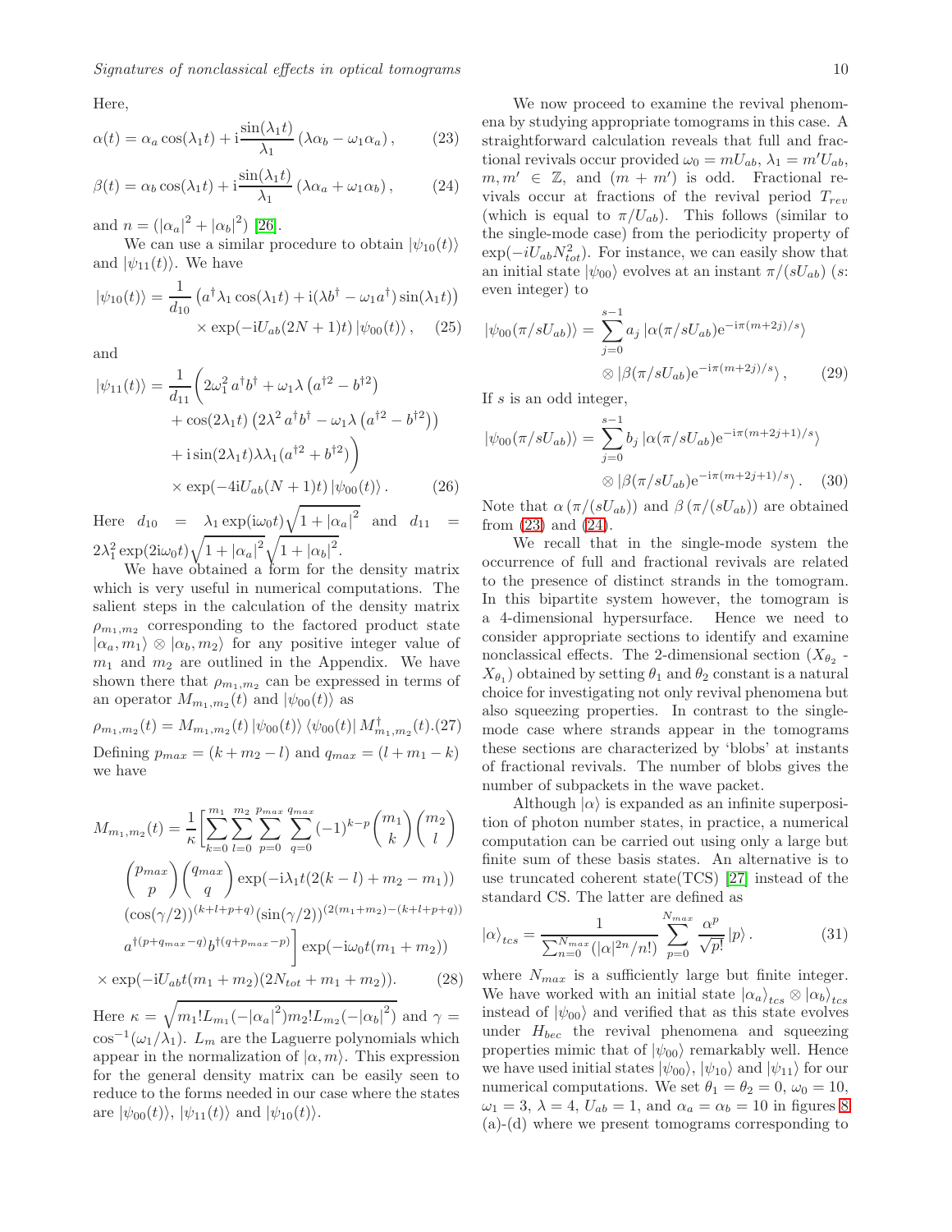Here,

$$\alpha(t) = \alpha_a \cos(\lambda_1 t) + \mathrm{i}\frac{\sin(\lambda_1 t)}{\lambda_1}\left(\lambda\alpha_b - \omega_1\alpha_a\right), \qquad (23)$$

$$\beta(t) = \alpha_b \cos(\lambda_1 t) + \mathrm{i}\frac{\sin(\lambda_1 t)}{\lambda_1}\left(\lambda\alpha_a + \omega_1\alpha_b\right), \qquad (24)$$

and $n = (|\alpha_a|^2 + |\alpha_b|^2)$ [26].

We can use a similar procedure to obtain $|\psi_{10}(t)\rangle$ and $|\psi_{11}(t)\rangle$. We have

$$|\psi_{10}(t)\rangle = \frac{1}{d_{10}}\left(a^\dagger\lambda_1\cos(\lambda_1 t) + \mathrm{i}(\lambda b^\dagger - \omega_1 a^\dagger)\sin(\lambda_1 t)\right) \times \exp(-\mathrm{i}U_{ab}(2N+1)t)\,|\psi_{00}(t)\rangle, \qquad (25)$$

and

$$\begin{aligned}|\psi_{11}(t)\rangle = \frac{1}{d_{11}}\Big(&2\omega_1^2\, a^\dagger b^\dagger + \omega_1\lambda\left(a^{\dagger 2} - b^{\dagger 2}\right)\\ &+ \cos(2\lambda_1 t)\left(2\lambda^2\, a^\dagger b^\dagger - \omega_1\lambda\left(a^{\dagger 2} - b^{\dagger 2}\right)\right)\\ &+ \mathrm{i}\sin(2\lambda_1 t)\lambda\lambda_1(a^{\dagger 2} + b^{\dagger 2})\Big)\\ &\times \exp(-4\mathrm{i}U_{ab}(N+1)t)\,|\psi_{00}(t)\rangle. \end{aligned} \qquad (26)$$

Here $d_{10} = \lambda_1\exp(\mathrm{i}\omega_0 t)\sqrt{1+|\alpha_a|^2}$ and $d_{11} = 2\lambda_1^2\exp(2\mathrm{i}\omega_0 t)\sqrt{1+|\alpha_a|^2}\sqrt{1+|\alpha_b|^2}$.

We have obtained a form for the density matrix which is very useful in numerical computations. The salient steps in the calculation of the density matrix $\rho_{m_1,m_2}$ corresponding to the factored product state $|\alpha_a, m_1\rangle \otimes |\alpha_b, m_2\rangle$ for any positive integer value of $m_1$ and $m_2$ are outlined in the Appendix. We have shown there that $\rho_{m_1,m_2}$ can be expressed in terms of an operator $M_{m_1,m_2}(t)$ and $|\psi_{00}(t)\rangle$ as

$$\rho_{m_1,m_2}(t) = M_{m_1,m_2}(t)\,|\psi_{00}(t)\rangle\,\langle\psi_{00}(t)|\,M^\dagger_{m_1,m_2}(t). \qquad (27)$$

Defining $p_{max} = (k + m_2 - l)$ and $q_{max} = (l + m_1 - k)$ we have

$$\begin{aligned}M_{m_1,m_2}(t) = \frac{1}{\kappa}\Big[&\sum_{k=0}^{m_1}\sum_{l=0}^{m_2}\sum_{p=0}^{p_{max}}\sum_{q=0}^{q_{max}}(-1)^{k-p}\binom{m_1}{k}\binom{m_2}{l}\\ &\binom{p_{max}}{p}\binom{q_{max}}{q}\exp(-\mathrm{i}\lambda_1 t(2(k-l)+m_2-m_1))\\ &(\cos(\gamma/2))^{(k+l+p+q)}(\sin(\gamma/2))^{(2(m_1+m_2)-(k+l+p+q))}\\ &a^{\dagger(p+q_{max}-q)}b^{\dagger(q+p_{max}-p)}\Big]\exp(-\mathrm{i}\omega_0 t(m_1+m_2))\\ \times \exp(&-\mathrm{i}U_{ab}t(m_1+m_2)(2N_{tot}+m_1+m_2)).\end{aligned} \qquad (28)$$

Here $\kappa = \sqrt{m_1! L_{m_1}(-|\alpha_a|^2) m_2! L_{m_2}(-|\alpha_b|^2)}$ and $\gamma = \cos^{-1}(\omega_1/\lambda_1)$. $L_m$ are the Laguerre polynomials which appear in the normalization of $|\alpha, m\rangle$. This expression for the general density matrix can be easily seen to reduce to the forms needed in our case where the states are $|\psi_{00}(t)\rangle$, $|\psi_{11}(t)\rangle$ and $|\psi_{10}(t)\rangle$.

We now proceed to examine the revival phenomena by studying appropriate tomograms in this case. A straightforward calculation reveals that full and fractional revivals occur provided $\omega_0 = mU_{ab}$, $\lambda_1 = m'U_{ab}$, $m, m' \in \mathbb{Z}$, and $(m + m')$ is odd. Fractional revivals occur at fractions of the revival period $T_{rev}$ (which is equal to $\pi/U_{ab}$). This follows (similar to the single-mode case) from the periodicity property of $\exp(-iU_{ab}N_{tot}^2)$. For instance, we can easily show that an initial state $|\psi_{00}\rangle$ evolves at an instant $\pi/(sU_{ab})$ ($s$: even integer) to

$$|\psi_{00}(\pi/sU_{ab})\rangle = \sum_{j=0}^{s-1} a_j\,|\alpha(\pi/sU_{ab})\mathrm{e}^{-\mathrm{i}\pi(m+2j)/s}\rangle \otimes |\beta(\pi/sU_{ab})\mathrm{e}^{-\mathrm{i}\pi(m+2j)/s}\rangle, \qquad (29)$$

If $s$ is an odd integer,

$$|\psi_{00}(\pi/sU_{ab})\rangle = \sum_{j=0}^{s-1} b_j\,|\alpha(\pi/sU_{ab})\mathrm{e}^{-\mathrm{i}\pi(m+2j+1)/s}\rangle \otimes |\beta(\pi/sU_{ab})\mathrm{e}^{-\mathrm{i}\pi(m+2j+1)/s}\rangle. \qquad (30)$$

Note that $\alpha\left(\pi/(sU_{ab})\right)$ and $\beta\left(\pi/(sU_{ab})\right)$ are obtained from (23) and (24).

We recall that in the single-mode system the occurrence of full and fractional revivals are related to the presence of distinct strands in the tomogram. In this bipartite system however, the tomogram is a 4-dimensional hypersurface. Hence we need to consider appropriate sections to identify and examine nonclassical effects. The 2-dimensional section ($X_{\theta_2}$ - $X_{\theta_1}$) obtained by setting $\theta_1$ and $\theta_2$ constant is a natural choice for investigating not only revival phenomena but also squeezing properties. In contrast to the single-mode case where strands appear in the tomograms these sections are characterized by 'blobs' at instants of fractional revivals. The number of blobs gives the number of subpackets in the wave packet.

Although $|\alpha\rangle$ is expanded as an infinite superposition of photon number states, in practice, a numerical computation can be carried out using only a large but finite sum of these basis states. An alternative is to use truncated coherent state(TCS) [27] instead of the standard CS. The latter are defined as

$$|\alpha\rangle_{tcs} = \frac{1}{\sum_{n=0}^{N_{max}}(|\alpha|^{2n}/n!)}\sum_{p=0}^{N_{max}}\frac{\alpha^p}{\sqrt{p!}}\,|p\rangle. \qquad (31)$$

where $N_{max}$ is a sufficiently large but finite integer. We have worked with an initial state $|\alpha_a\rangle_{tcs} \otimes |\alpha_b\rangle_{tcs}$ instead of $|\psi_{00}\rangle$ and verified that as this state evolves under $H_{bec}$ the revival phenomena and squeezing properties mimic that of $|\psi_{00}\rangle$ remarkably well. Hence we have used initial states $|\psi_{00}\rangle$, $|\psi_{10}\rangle$ and $|\psi_{11}\rangle$ for our numerical computations. We set $\theta_1 = \theta_2 = 0$, $\omega_0 = 10$, $\omega_1 = 3$, $\lambda = 4$, $U_{ab} = 1$, and $\alpha_a = \alpha_b = 10$ in figures 8 (a)-(d) where we present tomograms corresponding to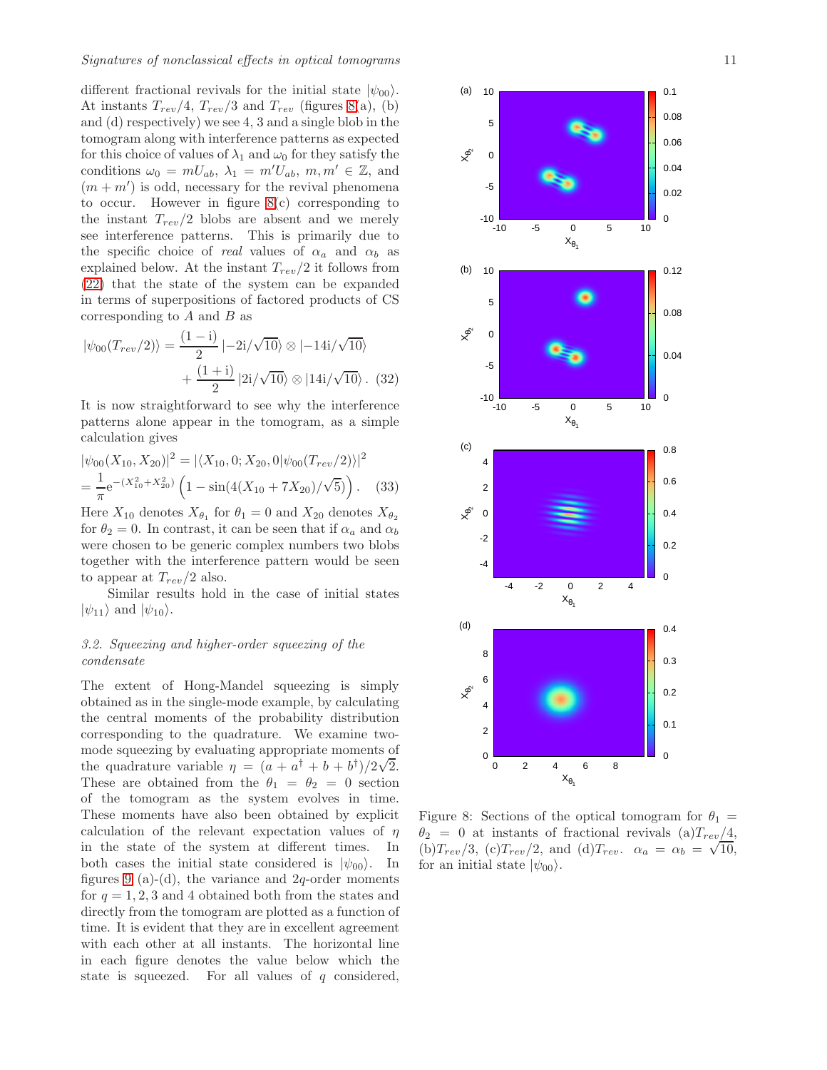different fractional revivals for the initial state $|\psi_{00}\rangle$. At instants $T_{rev}/4$, $T_{rev}/3$ and $T_{rev}$ (figures 8(a), (b) and (d) respectively) we see 4, 3 and a single blob in the tomogram along with interference patterns as expected for this choice of values of $\lambda_1$ and $\omega_0$ for they satisfy the conditions $\omega_0 = mU_{ab}$, $\lambda_1 = m'U_{ab}$, $m, m' \in \mathbb{Z}$, and $(m+m')$ is odd, necessary for the revival phenomena to occur. However in figure 8(c) corresponding to the instant $T_{rev}/2$ blobs are absent and we merely see interference patterns. This is primarily due to the specific choice of *real* values of $\alpha_a$ and $\alpha_b$ as explained below. At the instant $T_{rev}/2$ it follows from (22) that the state of the system can be expanded in terms of superpositions of factored products of CS corresponding to $A$ and $B$ as

$$|\psi_{00}(T_{rev}/2)\rangle = \frac{(1-\mathrm{i})}{2}\,|-2\mathrm{i}/\sqrt{10}\rangle \otimes |-14\mathrm{i}/\sqrt{10}\rangle + \frac{(1+\mathrm{i})}{2}\,|2\mathrm{i}/\sqrt{10}\rangle \otimes |14\mathrm{i}/\sqrt{10}\rangle\,. \quad (32)$$

It is now straightforward to see why the interference patterns alone appear in the tomogram, as a simple calculation gives

$$|\psi_{00}(X_{10},X_{20})|^2 = |\langle X_{10},0;X_{20},0|\psi_{00}(T_{rev}/2)\rangle|^2 = \frac{1}{\pi}\mathrm{e}^{-(X_{10}^2+X_{20}^2)}\left(1-\sin(4(X_{10}+7X_{20})/\sqrt{5})\right). \quad (33)$$

Here $X_{10}$ denotes $X_{\theta_1}$ for $\theta_1 = 0$ and $X_{20}$ denotes $X_{\theta_2}$ for $\theta_2 = 0$. In contrast, it can be seen that if $\alpha_a$ and $\alpha_b$ were chosen to be generic complex numbers two blobs together with the interference pattern would be seen to appear at $T_{rev}/2$ also.

Similar results hold in the case of initial states $|\psi_{11}\rangle$ and $|\psi_{10}\rangle$.

### 3.2. Squeezing and higher-order squeezing of the condensate

The extent of Hong-Mandel squeezing is simply obtained as in the single-mode example, by calculating the central moments of the probability distribution corresponding to the quadrature. We examine two-mode squeezing by evaluating appropriate moments of the quadrature variable $\eta = (a + a^\dagger + b + b^\dagger)/2\sqrt{2}$. These are obtained from the $\theta_1 = \theta_2 = 0$ section of the tomogram as the system evolves in time. These moments have also been obtained by explicit calculation of the relevant expectation values of $\eta$ in the state of the system at different times. In both cases the initial state considered is $|\psi_{00}\rangle$. In figures 9 (a)-(d), the variance and $2q$-order moments for $q = 1, 2, 3$ and 4 obtained both from the states and directly from the tomogram are plotted as a function of time. It is evident that they are in excellent agreement with each other at all instants. The horizontal line in each figure denotes the value below which the state is squeezed. For all values of $q$ considered,

Figure 8: Sections of the optical tomogram for $\theta_1 = \theta_2 = 0$ at instants of fractional revivals (a)$T_{rev}/4$, (b)$T_{rev}/3$, (c)$T_{rev}/2$, and (d)$T_{rev}$. $\alpha_a = \alpha_b = \sqrt{10}$, for an initial state $|\psi_{00}\rangle$.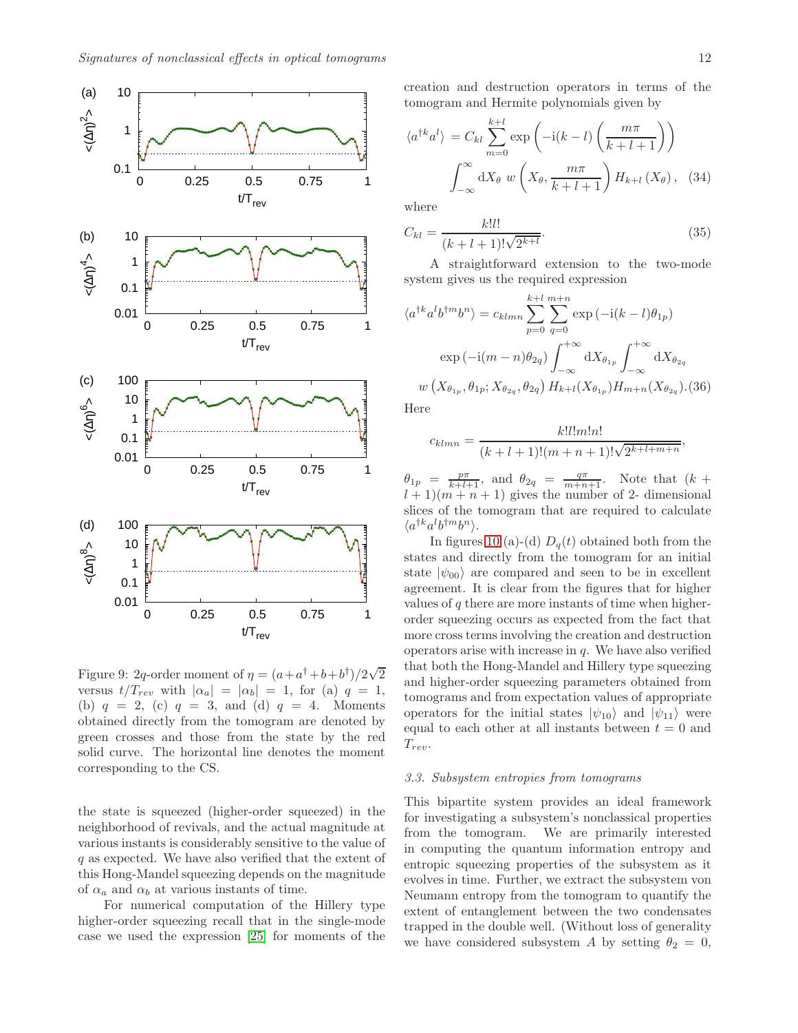Figure 9: $2q$-order moment of $\eta = (a+a^\dagger+b+b^\dagger)/2\sqrt{2}$ versus $t/T_{rev}$ with $|\alpha_a| = |\alpha_b| = 1$, for (a) $q = 1$, (b) $q = 2$, (c) $q = 3$, and (d) $q = 4$. Moments obtained directly from the tomogram are denoted by green crosses and those from the state by the red solid curve. The horizontal line denotes the moment corresponding to the CS.

the state is squeezed (higher-order squeezed) in the neighborhood of revivals, and the actual magnitude at various instants is considerably sensitive to the value of $q$ as expected. We have also verified that the extent of this Hong-Mandel squeezing depends on the magnitude of $\alpha_a$ and $\alpha_b$ at various instants of time.

For numerical computation of the Hillery type higher-order squeezing recall that in the single-mode case we used the expression [25] for moments of the creation and destruction operators in terms of the tomogram and Hermite polynomials given by

$$\langle a^{\dagger k} a^l \rangle = C_{kl} \sum_{m=0}^{k+l} \exp\left(-\mathrm{i}(k-l)\left(\frac{m\pi}{k+l+1}\right)\right) \int_{-\infty}^{\infty} \mathrm{d}X_\theta \; w\left(X_\theta, \frac{m\pi}{k+l+1}\right) H_{k+l}\left(X_\theta\right), \quad (34)$$

where

$$C_{kl} = \frac{k!l!}{(k+l+1)!\sqrt{2^{k+l}}}. \quad (35)$$

A straightforward extension to the two-mode system gives us the required expression

$$\langle a^{\dagger k} a^l b^{\dagger m} b^n \rangle = c_{klmn} \sum_{p=0}^{k+l} \sum_{q=0}^{m+n} \exp\left(-\mathrm{i}(k-l)\theta_{1p}\right) \exp\left(-\mathrm{i}(m-n)\theta_{2q}\right) \int_{-\infty}^{+\infty} \mathrm{d}X_{\theta_{1p}} \int_{-\infty}^{+\infty} \mathrm{d}X_{\theta_{2q}} \; w\left(X_{\theta_{1p}}, \theta_{1p}; X_{\theta_{2q}}, \theta_{2q}\right) H_{k+l}(X_{\theta_{1p}}) H_{m+n}(X_{\theta_{2q}}). (36)$$

Here

$$c_{klmn} = \frac{k!l!m!n!}{(k+l+1)!(m+n+1)!\sqrt{2^{k+l+m+n}}},$$

$\theta_{1p} = \frac{p\pi}{k+l+1}$, and $\theta_{2q} = \frac{q\pi}{m+n+1}$. Note that $(k + l + 1)(m + n + 1)$ gives the number of 2- dimensional slices of the tomogram that are required to calculate $\langle a^{\dagger k} a^l b^{\dagger m} b^n \rangle$.

In figures 10 (a)-(d) $D_q(t)$ obtained both from the states and directly from the tomogram for an initial state $|\psi_{00}\rangle$ are compared and seen to be in excellent agreement. It is clear from the figures that for higher values of $q$ there are more instants of time when higher-order squeezing occurs as expected from the fact that more cross terms involving the creation and destruction operators arise with increase in $q$. We have also verified that both the Hong-Mandel and Hillery type squeezing and higher-order squeezing parameters obtained from tomograms and from expectation values of appropriate operators for the initial states $|\psi_{10}\rangle$ and $|\psi_{11}\rangle$ were equal to each other at all instants between $t = 0$ and $T_{rev}$.

### 3.3. Subsystem entropies from tomograms

This bipartite system provides an ideal framework for investigating a subsystem's nonclassical properties from the tomogram. We are primarily interested in computing the quantum information entropy and entropic squeezing properties of the subsystem as it evolves in time. Further, we extract the subsystem von Neumann entropy from the tomogram to quantify the extent of entanglement between the two condensates trapped in the double well. (Without loss of generality we have considered subsystem $A$ by setting $\theta_2 = 0$,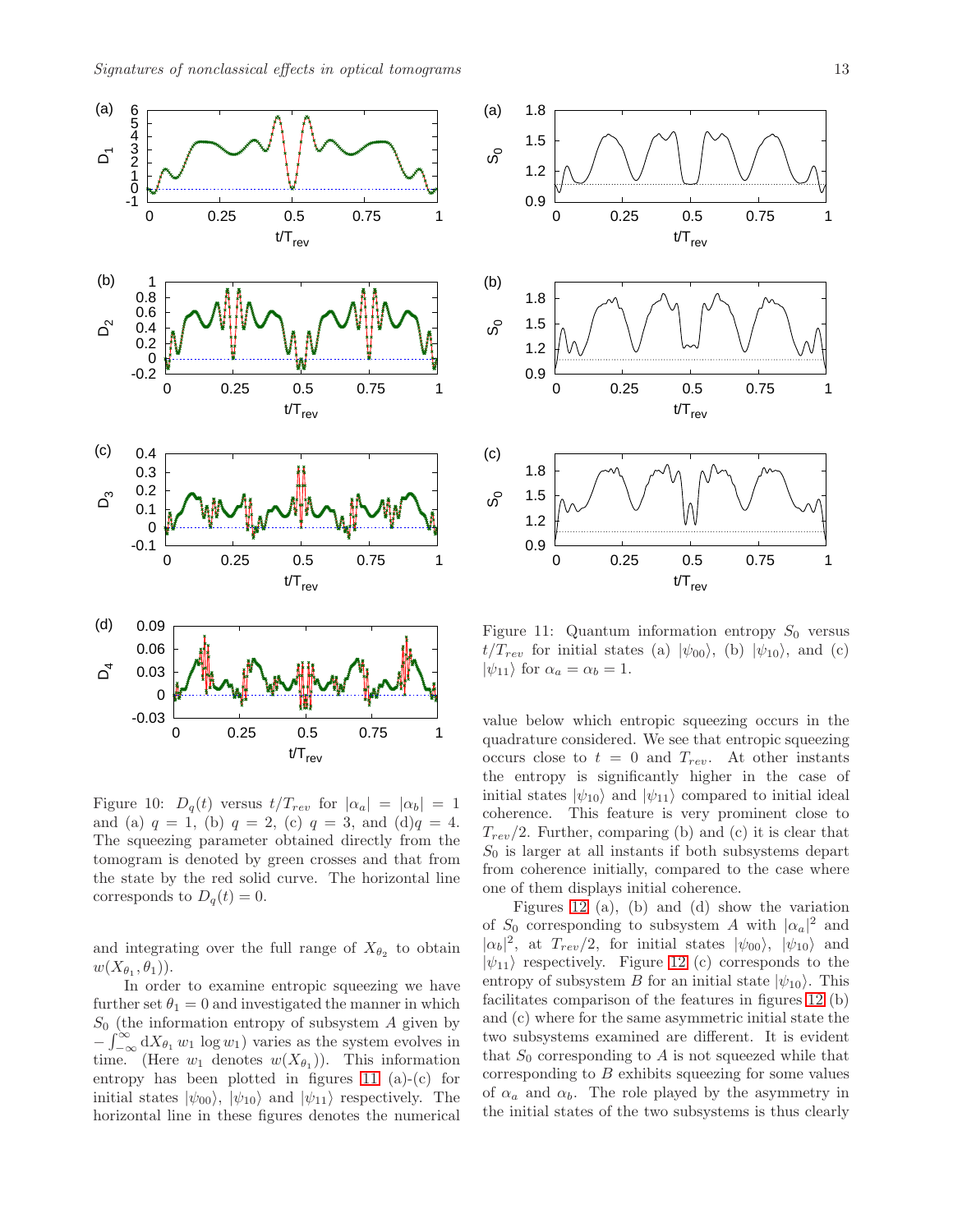Figure 10: $D_q(t)$ versus $t/T_{rev}$ for $|\alpha_a| = |\alpha_b| = 1$ and (a) $q = 1$, (b) $q = 2$, (c) $q = 3$, and (d) $q = 4$. The squeezing parameter obtained directly from the tomogram is denoted by green crosses and that from the state by the red solid curve. The horizontal line corresponds to $D_q(t) = 0$.

Figure 11: Quantum information entropy $S_0$ versus $t/T_{rev}$ for initial states (a) $|\psi_{00}\rangle$, (b) $|\psi_{10}\rangle$, and (c) $|\psi_{11}\rangle$ for $\alpha_a = \alpha_b = 1$.

and integrating over the full range of $X_{\theta_2}$ to obtain $w(X_{\theta_1}, \theta_1)$).

In order to examine entropic squeezing we have further set $\theta_1 = 0$ and investigated the manner in which $S_0$ (the information entropy of subsystem $A$ given by $-\int_{-\infty}^{\infty} \mathrm{d}X_{\theta_1}\, w_1 \log w_1$) varies as the system evolves in time. (Here $w_1$ denotes $w(X_{\theta_1})$). This information entropy has been plotted in figures 11 (a)-(c) for initial states $|\psi_{00}\rangle$, $|\psi_{10}\rangle$ and $|\psi_{11}\rangle$ respectively. The horizontal line in these figures denotes the numerical value below which entropic squeezing occurs in the quadrature considered. We see that entropic squeezing occurs close to $t = 0$ and $T_{rev}$. At other instants the entropy is significantly higher in the case of initial states $|\psi_{10}\rangle$ and $|\psi_{11}\rangle$ compared to initial ideal coherence. This feature is very prominent close to $T_{rev}/2$. Further, comparing (b) and (c) it is clear that $S_0$ is larger at all instants if both subsystems depart from coherence initially, compared to the case where one of them displays initial coherence.

Figures 12 (a), (b) and (d) show the variation of $S_0$ corresponding to subsystem $A$ with $|\alpha_a|^2$ and $|\alpha_b|^2$, at $T_{rev}/2$, for initial states $|\psi_{00}\rangle$, $|\psi_{10}\rangle$ and $|\psi_{11}\rangle$ respectively. Figure 12 (c) corresponds to the entropy of subsystem $B$ for an initial state $|\psi_{10}\rangle$. This facilitates comparison of the features in figures 12 (b) and (c) where for the same asymmetric initial state the two subsystems examined are different. It is evident that $S_0$ corresponding to $A$ is not squeezed while that corresponding to $B$ exhibits squeezing for some values of $\alpha_a$ and $\alpha_b$. The role played by the asymmetry in the initial states of the two subsystems is thus clearly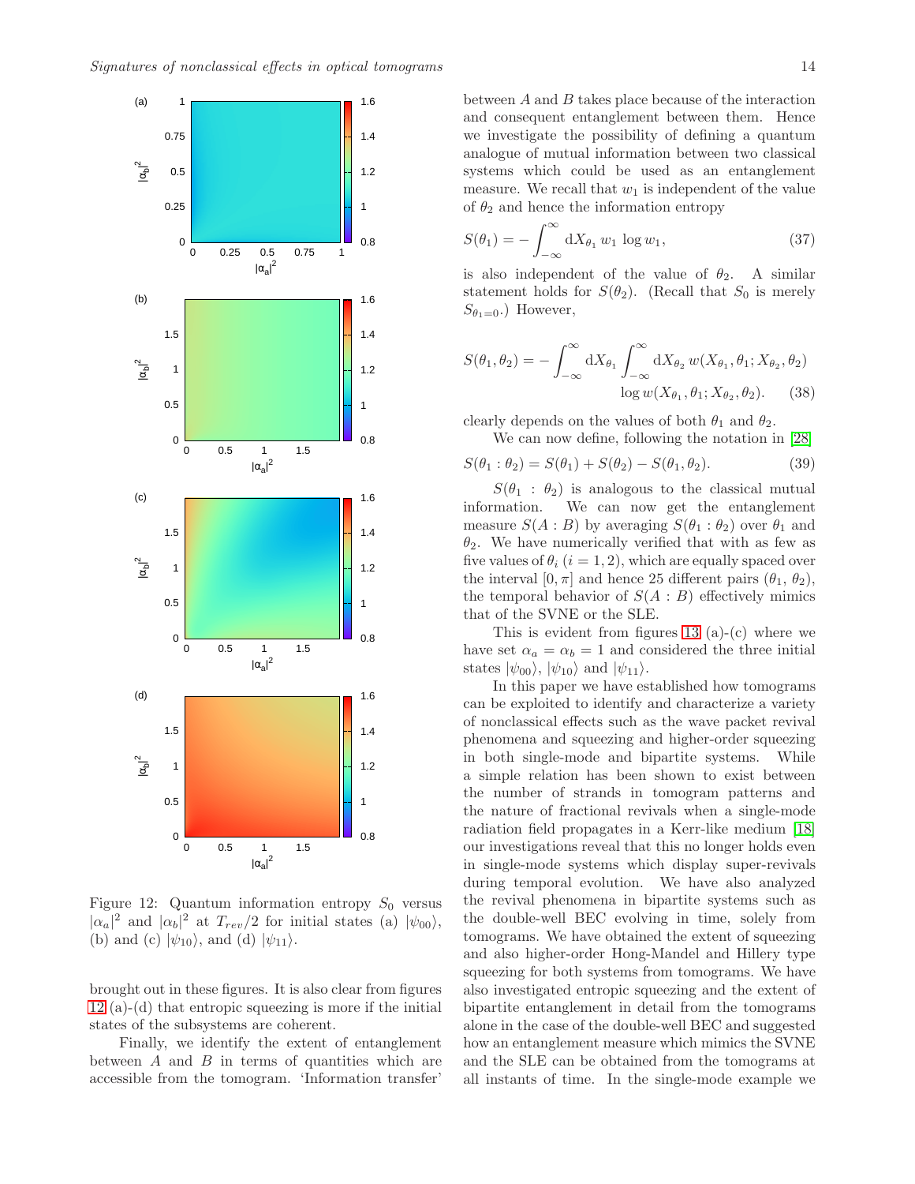Figure 12: Quantum information entropy $S_0$ versus $|\alpha_a|^2$ and $|\alpha_b|^2$ at $T_{rev}/2$ for initial states (a) $|\psi_{00}\rangle$, (b) and (c) $|\psi_{10}\rangle$, and (d) $|\psi_{11}\rangle$.

brought out in these figures. It is also clear from figures 12 (a)-(d) that entropic squeezing is more if the initial states of the subsystems are coherent.

Finally, we identify the extent of entanglement between $A$ and $B$ in terms of quantities which are accessible from the tomogram. 'Information transfer' between $A$ and $B$ takes place because of the interaction and consequent entanglement between them. Hence we investigate the possibility of defining a quantum analogue of mutual information between two classical systems which could be used as an entanglement measure. We recall that $w_1$ is independent of the value of $\theta_2$ and hence the information entropy

$$S(\theta_1) = -\int_{-\infty}^{\infty} \mathrm{d}X_{\theta_1}\, w_1 \,\log w_1, \tag{37}$$

is also independent of the value of $\theta_2$. A similar statement holds for $S(\theta_2)$. (Recall that $S_0$ is merely $S_{\theta_1=0}$.) However,

$$S(\theta_1, \theta_2) = -\int_{-\infty}^{\infty} \mathrm{d}X_{\theta_1} \int_{-\infty}^{\infty} \mathrm{d}X_{\theta_2}\, w(X_{\theta_1}, \theta_1; X_{\theta_2}, \theta_2) \log w(X_{\theta_1}, \theta_1; X_{\theta_2}, \theta_2). \tag{38}$$

clearly depends on the values of both $\theta_1$ and $\theta_2$.

We can now define, following the notation in [28]

$$S(\theta_1 : \theta_2) = S(\theta_1) + S(\theta_2) - S(\theta_1, \theta_2). \tag{39}$$

$S(\theta_1 : \theta_2)$ is analogous to the classical mutual information. We can now get the entanglement measure $S(A : B)$ by averaging $S(\theta_1 : \theta_2)$ over $\theta_1$ and $\theta_2$. We have numerically verified that with as few as five values of $\theta_i$ $(i = 1, 2)$, which are equally spaced over the interval $[0, \pi]$ and hence 25 different pairs $(\theta_1, \theta_2)$, the temporal behavior of $S(A : B)$ effectively mimics that of the SVNE or the SLE.

This is evident from figures 13 (a)-(c) where we have set $\alpha_a = \alpha_b = 1$ and considered the three initial states $|\psi_{00}\rangle$, $|\psi_{10}\rangle$ and $|\psi_{11}\rangle$.

In this paper we have established how tomograms can be exploited to identify and characterize a variety of nonclassical effects such as the wave packet revival phenomena and squeezing and higher-order squeezing in both single-mode and bipartite systems. While a simple relation has been shown to exist between the number of strands in tomogram patterns and the nature of fractional revivals when a single-mode radiation field propagates in a Kerr-like medium [18] our investigations reveal that this no longer holds even in single-mode systems which display super-revivals during temporal evolution. We have also analyzed the revival phenomena in bipartite systems such as the double-well BEC evolving in time, solely from tomograms. We have obtained the extent of squeezing and also higher-order Hong-Mandel and Hillery type squeezing for both systems from tomograms. We have also investigated entropic squeezing and the extent of bipartite entanglement in detail from the tomograms alone in the case of the double-well BEC and suggested how an entanglement measure which mimics the SVNE and the SLE can be obtained from the tomograms at all instants of time. In the single-mode example we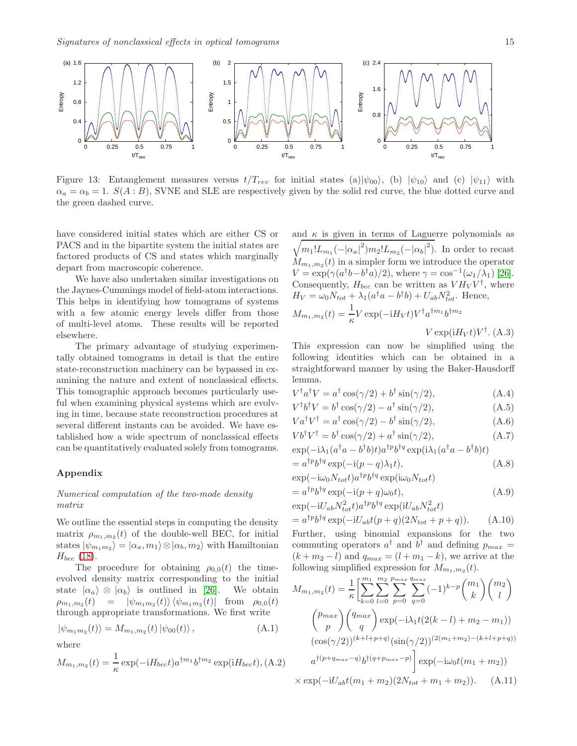Figure 13: Entanglement measures versus $t/T_{rev}$ for initial states (a)$|\psi_{00}\rangle$, (b) $|\psi_{10}\rangle$ and (c) $|\psi_{11}\rangle$ with $\alpha_a = \alpha_b = 1$. $S(A:B)$, SVNE and SLE are respectively given by the solid red curve, the blue dotted curve and the green dashed curve.

have considered initial states which are either CS or PACS and in the bipartite system the initial states are factored products of CS and states which marginally depart from macroscopic coherence.

We have also undertaken similar investigations on the Jaynes-Cummings model of field-atom interactions. This helps in identifying how tomograms of systems with a few atomic energy levels differ from those of multi-level atoms. These results will be reported elsewhere.

The primary advantage of studying experimentally obtained tomograms in detail is that the entire state-reconstruction machinery can be bypassed in examining the nature and extent of nonclassical effects. This tomographic approach becomes particularly useful when examining physical systems which are evolving in time, because state reconstruction procedures at several different instants can be avoided. We have established how a wide spectrum of nonclassical effects can be quantitatively evaluated solely from tomograms.

## Appendix

*Numerical computation of the two-mode density matrix*

We outline the essential steps in computing the density matrix $\rho_{m_1,m_2}(t)$ of the double-well BEC, for initial states $|\psi_{m_1 m_2}\rangle = |\alpha_a, m_1\rangle \otimes |\alpha_b, m_2\rangle$ with Hamiltonian $H_{bec}$ (18).

The procedure for obtaining $\rho_{0,0}(t)$ the time-evolved density matrix corresponding to the initial state $|\alpha_a\rangle \otimes |\alpha_b\rangle$ is outlined in [26]. We obtain $\rho_{m_1,m_2}(t) = |\psi_{m_1 m_2}(t)\rangle\langle\psi_{m_1 m_2}(t)|$ from $\rho_{0,0}(t)$ through appropriate transformations. We first write

$$|\psi_{m_1 m_2}(t)\rangle = M_{m_1,m_2}(t)\,|\psi_{00}(t)\rangle\,, \tag{A.1}$$

where

$$M_{m_1,m_2}(t) = \frac{1}{\kappa}\exp(-\mathrm{i}H_{bec}t)a^{\dagger m_1}b^{\dagger m_2}\exp(\mathrm{i}H_{bec}t), \tag{A.2}$$

and $\kappa$ is given in terms of Laguerre polynomials as $\sqrt{m_1! L_{m_1}(-|\alpha_a|^2) m_2! L_{m_2}(-|\alpha_b|^2)}$. In order to recast $M_{m_1,m_2}(t)$ in a simpler form we introduce the operator $V = \exp(\gamma(a^\dagger b - b^\dagger a)/2)$, where $\gamma = \cos^{-1}(\omega_1/\lambda_1)$ [26]. Consequently, $H_{bec}$ can be written as $V H_V V^\dagger$, where $H_V = \omega_0 N_{tot} + \lambda_1(a^\dagger a - b^\dagger b) + U_{ab} N_{tot}^2$. Hence,

$$M_{m_1,m_2}(t) = \frac{1}{\kappa} V\exp(-\mathrm{i}H_V t)V^\dagger a^{\dagger m_1} b^{\dagger m_2} V\exp(\mathrm{i}H_V t)V^\dagger. \tag{A.3}$$

This expression can now be simplified using the following identities which can be obtained in a straightforward manner by using the Baker-Hausdorff lemma.

$$V^\dagger a^\dagger V = a^\dagger\cos(\gamma/2) + b^\dagger\sin(\gamma/2), \tag{A.4}$$

$$V^\dagger b^\dagger V = b^\dagger\cos(\gamma/2) - a^\dagger\sin(\gamma/2), \tag{A.5}$$

$$V a^\dagger V^\dagger = a^\dagger\cos(\gamma/2) - b^\dagger\sin(\gamma/2), \tag{A.6}$$

$$V b^\dagger V^\dagger = b^\dagger\cos(\gamma/2) + a^\dagger\sin(\gamma/2), \tag{A.7}$$

$$\exp(-\mathrm{i}\lambda_1(a^\dagger a - b^\dagger b)t)a^{\dagger p}b^{\dagger q}\exp(\mathrm{i}\lambda_1(a^\dagger a - b^\dagger b)t) = a^{\dagger p}b^{\dagger q}\exp(-\mathrm{i}(p-q)\lambda_1 t), \tag{A.8}$$

$$\exp(-\mathrm{i}\omega_0 N_{tot}t)a^{\dagger p}b^{\dagger q}\exp(\mathrm{i}\omega_0 N_{tot}t) = a^{\dagger p}b^{\dagger q}\exp(-\mathrm{i}(p+q)\omega_0 t), \tag{A.9}$$

$$\exp(-\mathrm{i}U_{ab}N_{tot}^2 t)a^{\dagger p}b^{\dagger q}\exp(\mathrm{i}U_{ab}N_{tot}^2 t) = a^{\dagger p}b^{\dagger q}\exp(-\mathrm{i}U_{ab}t(p+q)(2N_{tot}+p+q)). \tag{A.10}$$

Further, using binomial expansions for the two commuting operators $a^\dagger$ and $b^\dagger$ and defining $p_{max} = (k + m_2 - l)$ and $q_{max} = (l + m_1 - k)$, we arrive at the following simplified expression for $M_{m_1,m_2}(t)$.

$$\begin{aligned}
M_{m_1,m_2}(t) = \frac{1}{\kappa}\Bigg[&\sum_{k=0}^{m_1}\sum_{l=0}^{m_2}\sum_{p=0}^{p_{max}}\sum_{q=0}^{q_{max}}(-1)^{k-p}\binom{m_1}{k}\binom{m_2}{l}\\
&\binom{p_{max}}{p}\binom{q_{max}}{q}\exp(-\mathrm{i}\lambda_1 t(2(k-l)+m_2-m_1))\\
&(\cos(\gamma/2))^{(k+l+p+q)}(\sin(\gamma/2))^{(2(m_1+m_2)-(k+l+p+q))}\\
&a^{\dagger(p+q_{max}-q)}b^{\dagger(q+p_{max}-p)}\Bigg]\exp(-\mathrm{i}\omega_0 t(m_1+m_2))\\
&\times\exp(-\mathrm{i}U_{ab}t(m_1+m_2)(2N_{tot}+m_1+m_2)).
\end{aligned}\tag{A.11}$$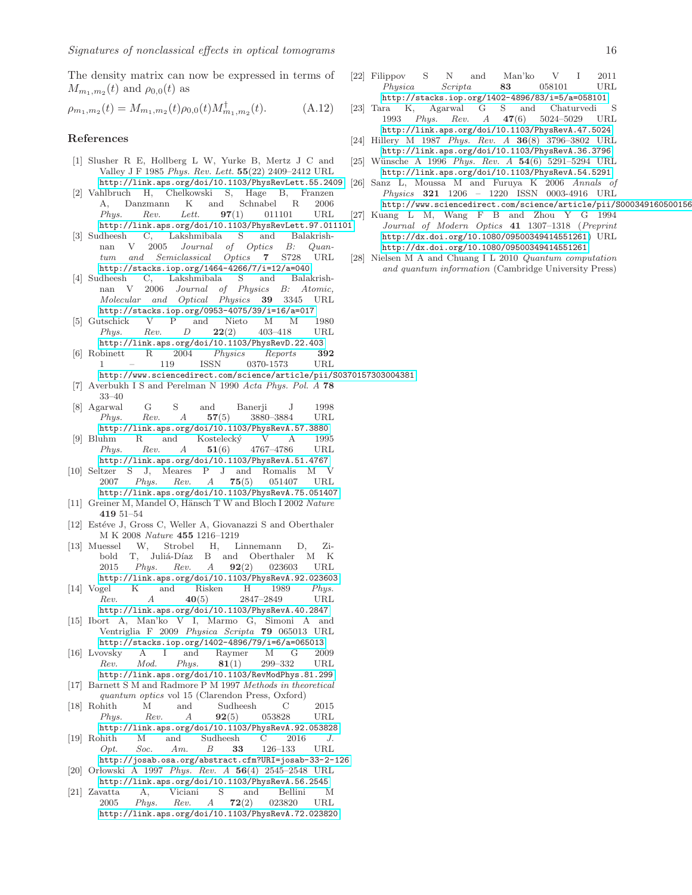The density matrix can now be expressed in terms of $M_{m_1,m_2}(t)$ and $\rho_{0,0}(t)$ as

$$\rho_{m_1,m_2}(t) = M_{m_1,m_2}(t)\rho_{0,0}(t)M^{\dagger}_{m_1,m_2}(t). \tag{A.12}$$

## References

[1] Slusher R E, Hollberg L W, Yurke B, Mertz J C and Valley J F 1985 *Phys. Rev. Lett.* **55**(22) 2409–2412 URL http://link.aps.org/doi/10.1103/PhysRevLett.55.2409

[2] Vahlbruch H, Chelkowski S, Hage B, Franzen A, Danzmann K and Schnabel R 2006 *Phys. Rev. Lett.* **97**(1) 011101 URL http://link.aps.org/doi/10.1103/PhysRevLett.97.011101

[3] Sudheesh C, Lakshmibala S and Balakrishnan V 2005 *Journal of Optics B: Quantum and Semiclassical Optics* **7** S728 URL http://stacks.iop.org/1464-4266/7/i=12/a=040

[4] Sudheesh C, Lakshmibala S and Balakrishnan V 2006 *Journal of Physics B: Atomic, Molecular and Optical Physics* **39** 3345 URL http://stacks.iop.org/0953-4075/39/i=16/a=017

[5] Gutschick V P and Nieto M M 1980 *Phys. Rev. D* **22**(2) 403–418 URL http://link.aps.org/doi/10.1103/PhysRevD.22.403

[6] Robinett R 2004 *Physics Reports* **392** 1 – 119 ISSN 0370-1573 URL http://www.sciencedirect.com/science/article/pii/S0370157303004381

[7] Averbukh I S and Perelman N 1990 *Acta Phys. Pol. A* **78** 33–40

[8] Agarwal G S and Banerji J 1998 *Phys. Rev. A* **57**(5) 3880–3884 URL http://link.aps.org/doi/10.1103/PhysRevA.57.3880

[9] Bluhm R and Kostelecký V A 1995 *Phys. Rev. A* **51**(6) 4767–4786 URL http://link.aps.org/doi/10.1103/PhysRevA.51.4767

[10] Seltzer S J, Meares P J and Romalis M V 2007 *Phys. Rev. A* **75**(5) 051407 URL http://link.aps.org/doi/10.1103/PhysRevA.75.051407

[11] Greiner M, Mandel O, Hänsch T W and Bloch I 2002 *Nature* **419** 51–54

[12] Estéve J, Gross C, Weller A, Giovanazzi S and Oberthaler M K 2008 *Nature* **455** 1216–1219

[13] Muessel W, Strobel H, Linnemann D, Zibold T, Juliá-Díaz B and Oberthaler M K 2015 *Phys. Rev. A* **92**(2) 023603 URL http://link.aps.org/doi/10.1103/PhysRevA.92.023603

[14] Vogel K and Risken H 1989 *Phys. Rev. A* **40**(5) 2847–2849 URL http://link.aps.org/doi/10.1103/PhysRevA.40.2847

[15] Ibort A, Man'ko V I, Marmo G, Simoni A and Ventriglia F 2009 *Physica Scripta* **79** 065013 URL http://stacks.iop.org/1402-4896/79/i=6/a=065013

[16] Lvovsky A I and Raymer M G 2009 *Rev. Mod. Phys.* **81**(1) 299–332 URL http://link.aps.org/doi/10.1103/RevModPhys.81.299

[17] Barnett S M and Radmore P M 1997 *Methods in theoretical quantum optics* vol 15 (Clarendon Press, Oxford)

[18] Rohith M and Sudheesh C 2015 *Phys. Rev. A* **92**(5) 053828 URL http://link.aps.org/doi/10.1103/PhysRevA.92.053828

[19] Rohith M and Sudheesh C 2016 *J. Opt. Soc. Am. B* **33** 126–133 URL http://josab.osa.org/abstract.cfm?URI=josab-33-2-126

[20] Orłowski A 1997 *Phys. Rev. A* **56**(4) 2545–2548 URL http://link.aps.org/doi/10.1103/PhysRevA.56.2545

[21] Zavatta A, Viciani S and Bellini M 2005 *Phys. Rev. A* **72**(2) 023820 URL http://link.aps.org/doi/10.1103/PhysRevA.72.023820

[22] Filippov S N and Man'ko V I 2011 *Physica Scripta* **83** 058101 URL http://stacks.iop.org/1402-4896/83/i=5/a=058101

[23] Tara K, Agarwal G S and Chaturvedi S 1993 *Phys. Rev. A* **47**(6) 5024–5029 URL http://link.aps.org/doi/10.1103/PhysRevA.47.5024

[24] Hillery M 1987 *Phys. Rev. A* **36**(8) 3796–3802 URL http://link.aps.org/doi/10.1103/PhysRevA.36.3796

[25] Wünsche A 1996 *Phys. Rev. A* **54**(6) 5291–5294 URL http://link.aps.org/doi/10.1103/PhysRevA.54.5291

[26] Sanz L, Moussa M and Furuya K 2006 *Annals of Physics* **321** 1206 – 1220 ISSN 0003-4916 URL http://www.sciencedirect.com/science/article/pii/S000349160500156

[27] Kuang L M, Wang F B and Zhou Y G 1994 *Journal of Modern Optics* **41** 1307–1318 (*Preprint* http://dx.doi.org/10.1080/09500349414551261) URL http://dx.doi.org/10.1080/09500349414551261

[28] Nielsen M A and Chuang I L 2010 *Quantum computation and quantum information* (Cambridge University Press)